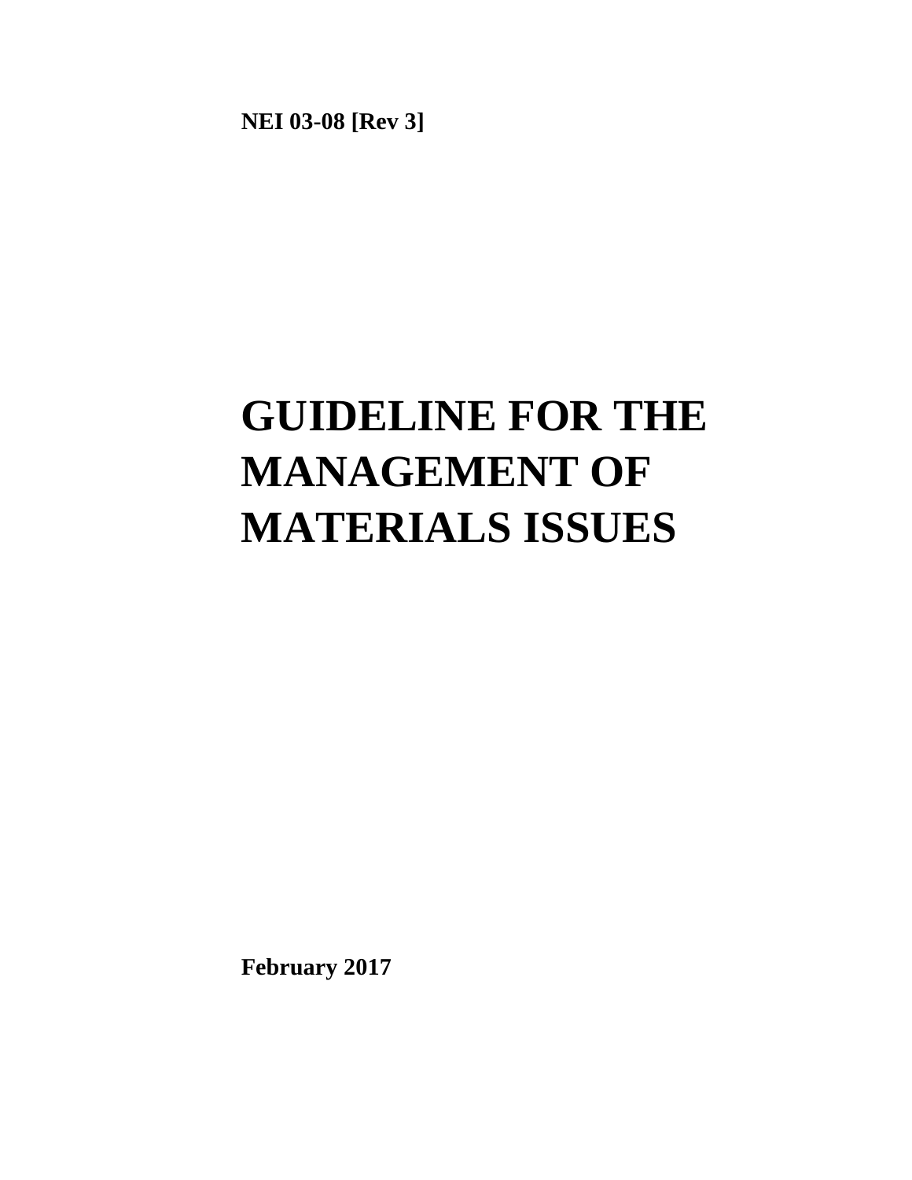**NEI 03-08 [Rev 3]**

# GUIDELINE FOR THE MANAGEMENT OF MATERIALS ISSUES

**February 2017**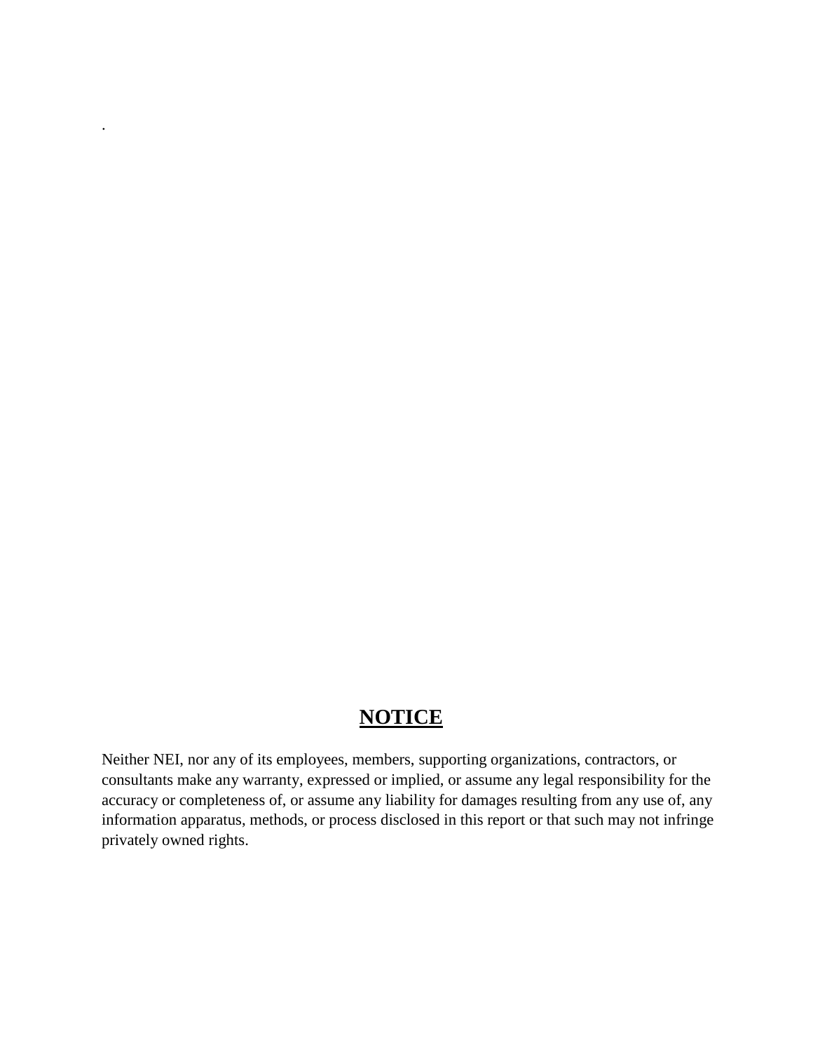.

## NOTICE

Neither NEI, nor any of its employees, members, supporting organizations, contractors, or consultants make any warranty, expressed or implied, or assume any legal responsibility for the accuracy or completeness of, or assume any liability for damages resulting from any use of, any information apparatus, methods, or process disclosed in this report or that such may not infringe privately owned rights.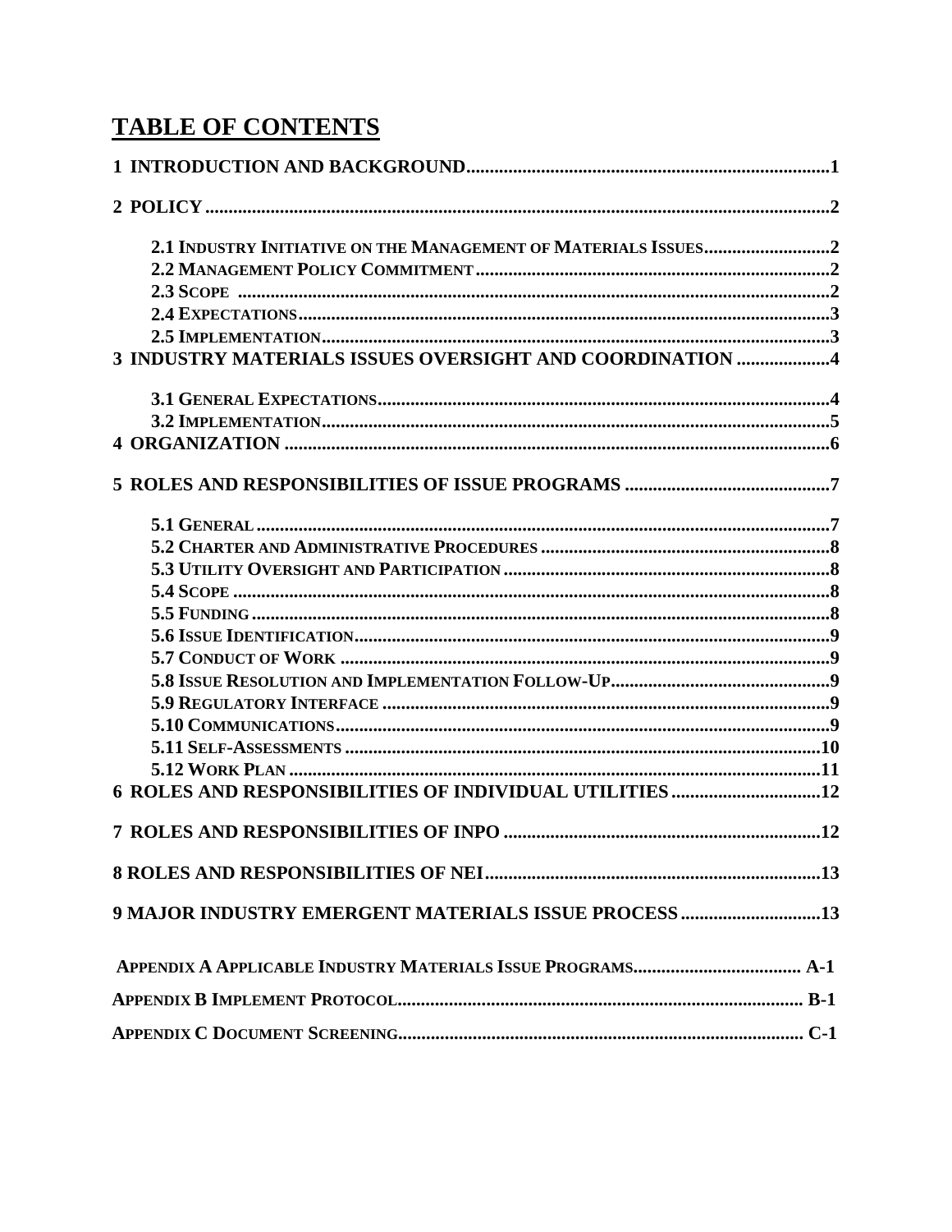# TABLE OF CONTENTS

**1 INTRODUCTION AND BACKGROUND** .......... 1

**2 POLICY** .......... 2

- 2.1 Industry Initiative on the Management of Materials Issues .......... 2
- 2.2 Management Policy Commitment .......... 2
- 2.3 Scope .......... 2
- 2.4 Expectations .......... 3
- 2.5 Implementation .......... 3

**3 INDUSTRY MATERIALS ISSUES OVERSIGHT AND COORDINATION** .......... 4

- 3.1 General Expectations .......... 4
- 3.2 Implementation .......... 5

**4 ORGANIZATION** .......... 6

**5 ROLES AND RESPONSIBILITIES OF ISSUE PROGRAMS** .......... 7

- 5.1 General .......... 7
- 5.2 Charter and Administrative Procedures .......... 8
- 5.3 Utility Oversight and Participation .......... 8
- 5.4 Scope .......... 8
- 5.5 Funding .......... 8
- 5.6 Issue Identification .......... 9
- 5.7 Conduct of Work .......... 9
- 5.8 Issue Resolution and Implementation Follow-Up .......... 9
- 5.9 Regulatory Interface .......... 9
- 5.10 Communications .......... 9
- 5.11 Self-Assessments .......... 10
- 5.12 Work Plan .......... 11

**6 ROLES AND RESPONSIBILITIES OF INDIVIDUAL UTILITIES** .......... 12

**7 ROLES AND RESPONSIBILITIES OF INPO** .......... 12

**8 ROLES AND RESPONSIBILITIES OF NEI** .......... 13

**9 MAJOR INDUSTRY EMERGENT MATERIALS ISSUE PROCESS** .......... 13

**Appendix A Applicable Industry Materials Issue Programs** .......... A-1

**Appendix B Implement Protocol** .......... B-1

**Appendix C Document Screening** .......... C-1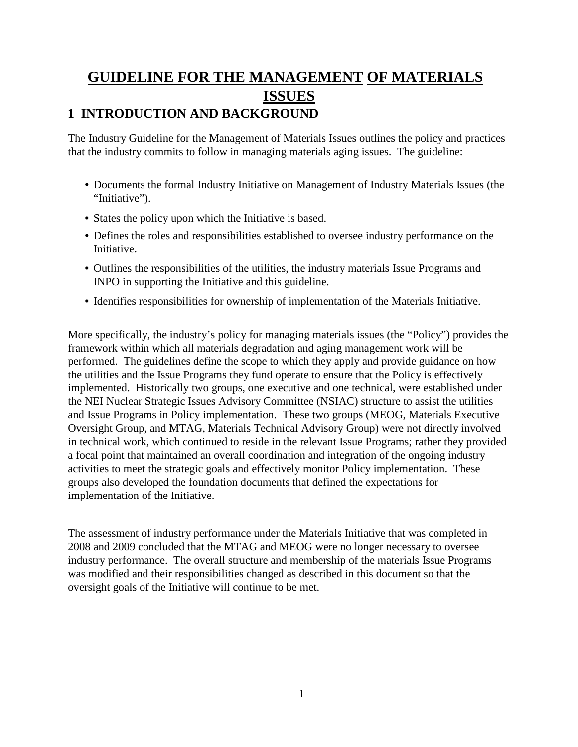# GUIDELINE FOR THE MANAGEMENT OF MATERIALS ISSUES

## 1 INTRODUCTION AND BACKGROUND

The Industry Guideline for the Management of Materials Issues outlines the policy and practices that the industry commits to follow in managing materials aging issues. The guideline:

- Documents the formal Industry Initiative on Management of Industry Materials Issues (the "Initiative").
- States the policy upon which the Initiative is based.
- Defines the roles and responsibilities established to oversee industry performance on the Initiative.
- Outlines the responsibilities of the utilities, the industry materials Issue Programs and INPO in supporting the Initiative and this guideline.
- Identifies responsibilities for ownership of implementation of the Materials Initiative.

More specifically, the industry's policy for managing materials issues (the "Policy") provides the framework within which all materials degradation and aging management work will be performed. The guidelines define the scope to which they apply and provide guidance on how the utilities and the Issue Programs they fund operate to ensure that the Policy is effectively implemented. Historically two groups, one executive and one technical, were established under the NEI Nuclear Strategic Issues Advisory Committee (NSIAC) structure to assist the utilities and Issue Programs in Policy implementation. These two groups (MEOG, Materials Executive Oversight Group, and MTAG, Materials Technical Advisory Group) were not directly involved in technical work, which continued to reside in the relevant Issue Programs; rather they provided a focal point that maintained an overall coordination and integration of the ongoing industry activities to meet the strategic goals and effectively monitor Policy implementation. These groups also developed the foundation documents that defined the expectations for implementation of the Initiative.

The assessment of industry performance under the Materials Initiative that was completed in 2008 and 2009 concluded that the MTAG and MEOG were no longer necessary to oversee industry performance. The overall structure and membership of the materials Issue Programs was modified and their responsibilities changed as described in this document so that the oversight goals of the Initiative will continue to be met.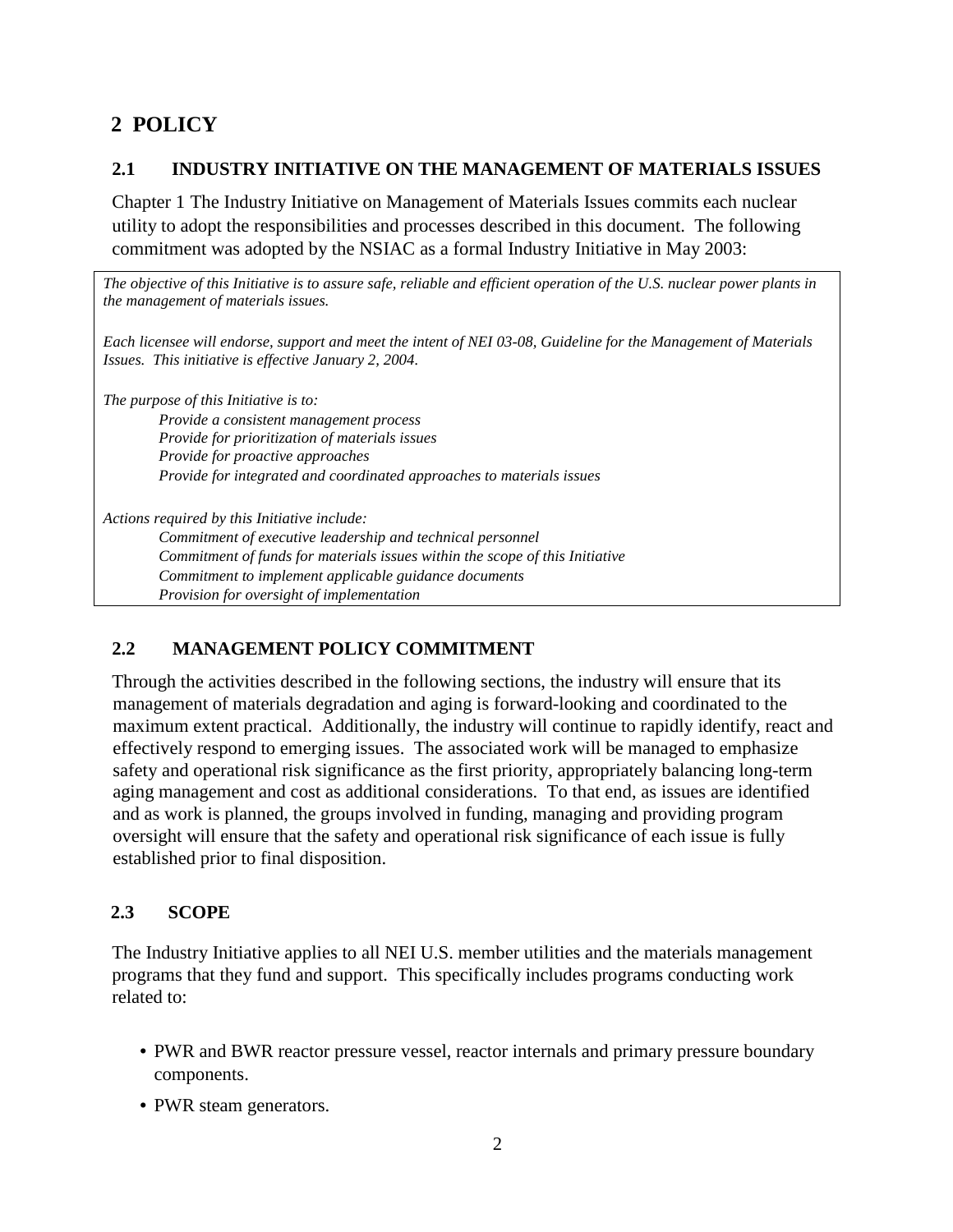# 2 POLICY

## 2.1 INDUSTRY INITIATIVE ON THE MANAGEMENT OF MATERIALS ISSUES

Chapter 1 The Industry Initiative on Management of Materials Issues commits each nuclear utility to adopt the responsibilities and processes described in this document. The following commitment was adopted by the NSIAC as a formal Industry Initiative in May 2003:

> *The objective of this Initiative is to assure safe, reliable and efficient operation of the U.S. nuclear power plants in the management of materials issues.*
>
> *Each licensee will endorse, support and meet the intent of NEI 03-08, Guideline for the Management of Materials Issues. This initiative is effective January 2, 2004.*
>
> *The purpose of this Initiative is to:*
>
> *Provide a consistent management process*
> *Provide for prioritization of materials issues*
> *Provide for proactive approaches*
> *Provide for integrated and coordinated approaches to materials issues*
>
> *Actions required by this Initiative include:*
>
> *Commitment of executive leadership and technical personnel*
> *Commitment of funds for materials issues within the scope of this Initiative*
> *Commitment to implement applicable guidance documents*
> *Provision for oversight of implementation*

## 2.2 MANAGEMENT POLICY COMMITMENT

Through the activities described in the following sections, the industry will ensure that its management of materials degradation and aging is forward-looking and coordinated to the maximum extent practical. Additionally, the industry will continue to rapidly identify, react and effectively respond to emerging issues. The associated work will be managed to emphasize safety and operational risk significance as the first priority, appropriately balancing long-term aging management and cost as additional considerations. To that end, as issues are identified and as work is planned, the groups involved in funding, managing and providing program oversight will ensure that the safety and operational risk significance of each issue is fully established prior to final disposition.

## 2.3 SCOPE

The Industry Initiative applies to all NEI U.S. member utilities and the materials management programs that they fund and support. This specifically includes programs conducting work related to:

- PWR and BWR reactor pressure vessel, reactor internals and primary pressure boundary components.
- PWR steam generators.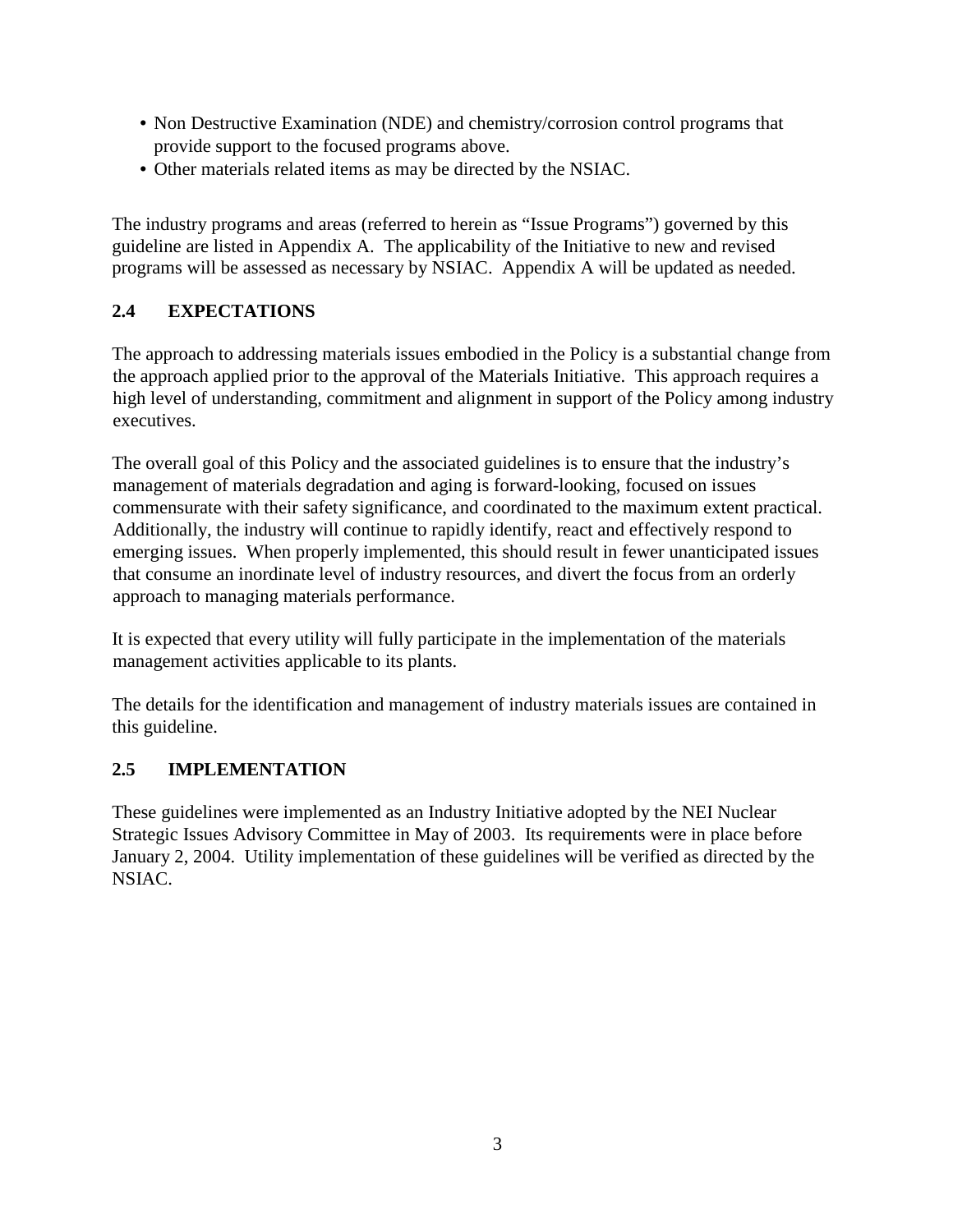- Non Destructive Examination (NDE) and chemistry/corrosion control programs that provide support to the focused programs above.
- Other materials related items as may be directed by the NSIAC.

The industry programs and areas (referred to herein as "Issue Programs") governed by this guideline are listed in Appendix A. The applicability of the Initiative to new and revised programs will be assessed as necessary by NSIAC. Appendix A will be updated as needed.

## 2.4 EXPECTATIONS

The approach to addressing materials issues embodied in the Policy is a substantial change from the approach applied prior to the approval of the Materials Initiative. This approach requires a high level of understanding, commitment and alignment in support of the Policy among industry executives.

The overall goal of this Policy and the associated guidelines is to ensure that the industry's management of materials degradation and aging is forward-looking, focused on issues commensurate with their safety significance, and coordinated to the maximum extent practical. Additionally, the industry will continue to rapidly identify, react and effectively respond to emerging issues. When properly implemented, this should result in fewer unanticipated issues that consume an inordinate level of industry resources, and divert the focus from an orderly approach to managing materials performance.

It is expected that every utility will fully participate in the implementation of the materials management activities applicable to its plants.

The details for the identification and management of industry materials issues are contained in this guideline.

## 2.5 IMPLEMENTATION

These guidelines were implemented as an Industry Initiative adopted by the NEI Nuclear Strategic Issues Advisory Committee in May of 2003. Its requirements were in place before January 2, 2004. Utility implementation of these guidelines will be verified as directed by the NSIAC.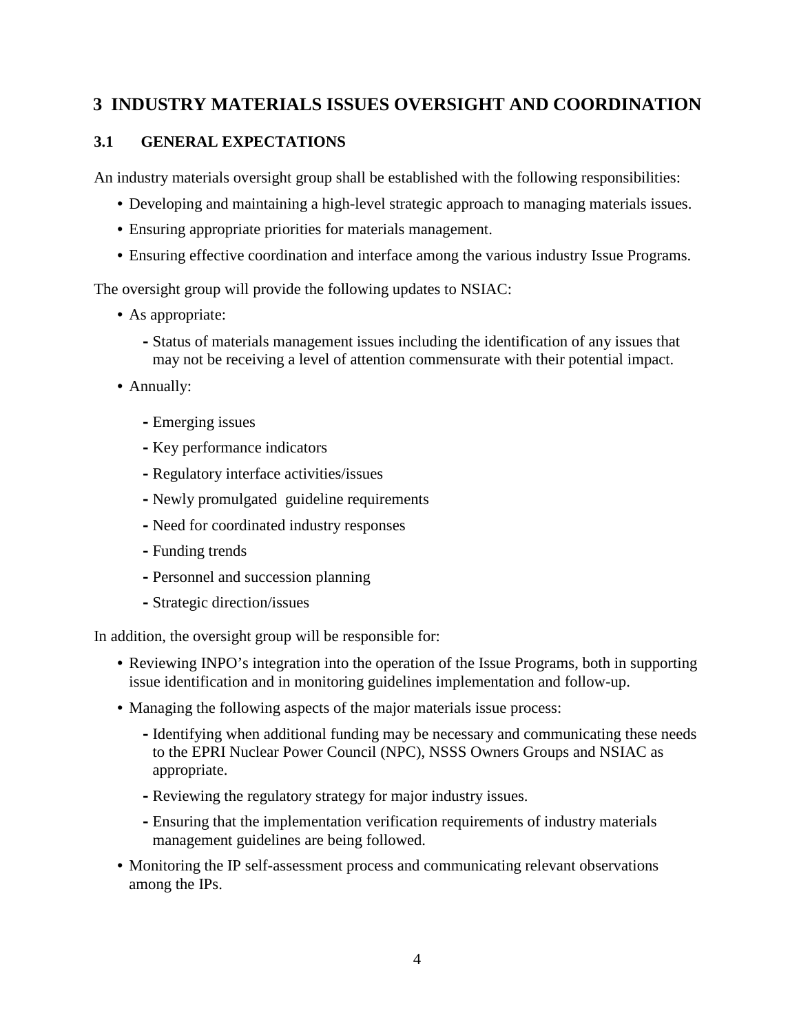# 3 INDUSTRY MATERIALS ISSUES OVERSIGHT AND COORDINATION

## 3.1 GENERAL EXPECTATIONS

An industry materials oversight group shall be established with the following responsibilities:

- Developing and maintaining a high-level strategic approach to managing materials issues.
- Ensuring appropriate priorities for materials management.
- Ensuring effective coordination and interface among the various industry Issue Programs.

The oversight group will provide the following updates to NSIAC:

- As appropriate:
  - Status of materials management issues including the identification of any issues that may not be receiving a level of attention commensurate with their potential impact.
- Annually:
  - Emerging issues
  - Key performance indicators
  - Regulatory interface activities/issues
  - Newly promulgated guideline requirements
  - Need for coordinated industry responses
  - Funding trends
  - Personnel and succession planning
  - Strategic direction/issues

In addition, the oversight group will be responsible for:

- Reviewing INPO's integration into the operation of the Issue Programs, both in supporting issue identification and in monitoring guidelines implementation and follow-up.
- Managing the following aspects of the major materials issue process:
  - Identifying when additional funding may be necessary and communicating these needs to the EPRI Nuclear Power Council (NPC), NSSS Owners Groups and NSIAC as appropriate.
  - Reviewing the regulatory strategy for major industry issues.
  - Ensuring that the implementation verification requirements of industry materials management guidelines are being followed.
- Monitoring the IP self-assessment process and communicating relevant observations among the IPs.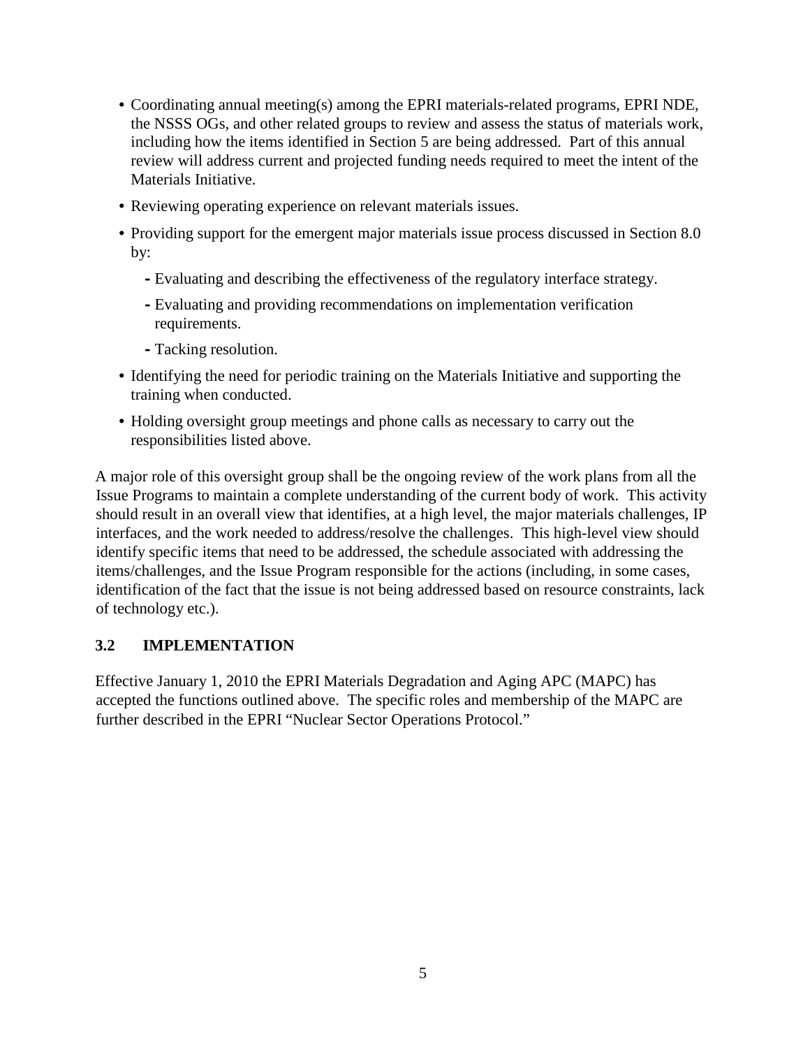- Coordinating annual meeting(s) among the EPRI materials-related programs, EPRI NDE, the NSSS OGs, and other related groups to review and assess the status of materials work, including how the items identified in Section 5 are being addressed. Part of this annual review will address current and projected funding needs required to meet the intent of the Materials Initiative.
- Reviewing operating experience on relevant materials issues.
- Providing support for the emergent major materials issue process discussed in Section 8.0 by:
  - Evaluating and describing the effectiveness of the regulatory interface strategy.
  - Evaluating and providing recommendations on implementation verification requirements.
  - Tacking resolution.
- Identifying the need for periodic training on the Materials Initiative and supporting the training when conducted.
- Holding oversight group meetings and phone calls as necessary to carry out the responsibilities listed above.

A major role of this oversight group shall be the ongoing review of the work plans from all the Issue Programs to maintain a complete understanding of the current body of work. This activity should result in an overall view that identifies, at a high level, the major materials challenges, IP interfaces, and the work needed to address/resolve the challenges. This high-level view should identify specific items that need to be addressed, the schedule associated with addressing the items/challenges, and the Issue Program responsible for the actions (including, in some cases, identification of the fact that the issue is not being addressed based on resource constraints, lack of technology etc.).

### 3.2 IMPLEMENTATION

Effective January 1, 2010 the EPRI Materials Degradation and Aging APC (MAPC) has accepted the functions outlined above. The specific roles and membership of the MAPC are further described in the EPRI "Nuclear Sector Operations Protocol."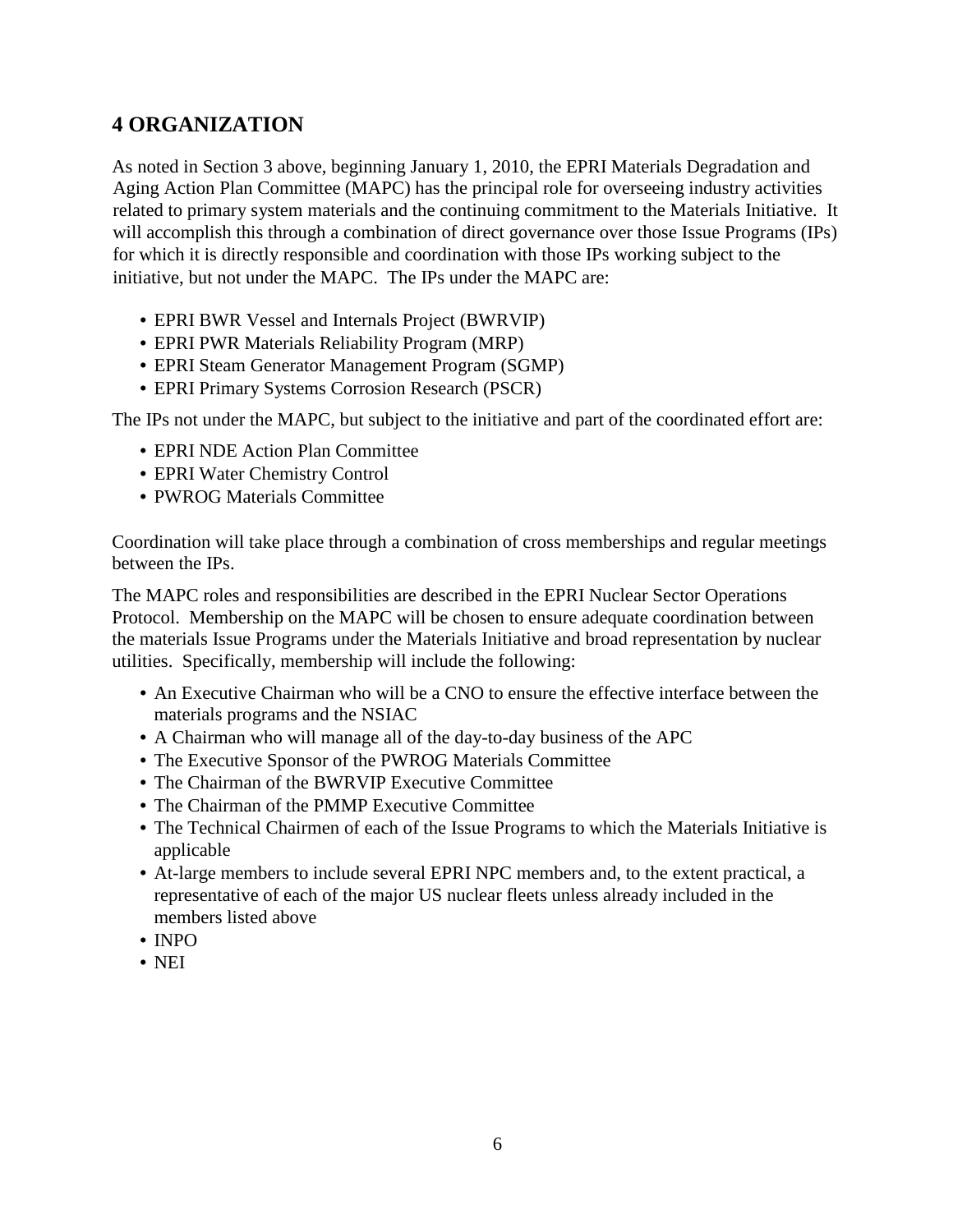# 4 ORGANIZATION

As noted in Section 3 above, beginning January 1, 2010, the EPRI Materials Degradation and Aging Action Plan Committee (MAPC) has the principal role for overseeing industry activities related to primary system materials and the continuing commitment to the Materials Initiative. It will accomplish this through a combination of direct governance over those Issue Programs (IPs) for which it is directly responsible and coordination with those IPs working subject to the initiative, but not under the MAPC. The IPs under the MAPC are:

- EPRI BWR Vessel and Internals Project (BWRVIP)
- EPRI PWR Materials Reliability Program (MRP)
- EPRI Steam Generator Management Program (SGMP)
- EPRI Primary Systems Corrosion Research (PSCR)

The IPs not under the MAPC, but subject to the initiative and part of the coordinated effort are:

- EPRI NDE Action Plan Committee
- EPRI Water Chemistry Control
- PWROG Materials Committee

Coordination will take place through a combination of cross memberships and regular meetings between the IPs.

The MAPC roles and responsibilities are described in the EPRI Nuclear Sector Operations Protocol. Membership on the MAPC will be chosen to ensure adequate coordination between the materials Issue Programs under the Materials Initiative and broad representation by nuclear utilities. Specifically, membership will include the following:

- An Executive Chairman who will be a CNO to ensure the effective interface between the materials programs and the NSIAC
- A Chairman who will manage all of the day-to-day business of the APC
- The Executive Sponsor of the PWROG Materials Committee
- The Chairman of the BWRVIP Executive Committee
- The Chairman of the PMMP Executive Committee
- The Technical Chairmen of each of the Issue Programs to which the Materials Initiative is applicable
- At-large members to include several EPRI NPC members and, to the extent practical, a representative of each of the major US nuclear fleets unless already included in the members listed above
- INPO
- NEI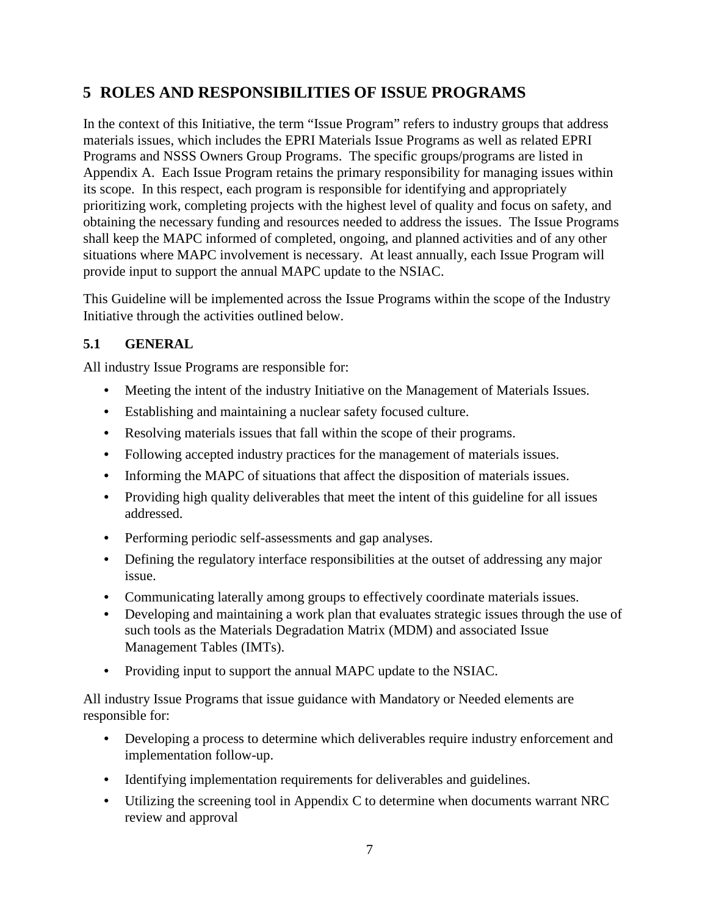# 5 ROLES AND RESPONSIBILITIES OF ISSUE PROGRAMS

In the context of this Initiative, the term "Issue Program" refers to industry groups that address materials issues, which includes the EPRI Materials Issue Programs as well as related EPRI Programs and NSSS Owners Group Programs. The specific groups/programs are listed in Appendix A. Each Issue Program retains the primary responsibility for managing issues within its scope. In this respect, each program is responsible for identifying and appropriately prioritizing work, completing projects with the highest level of quality and focus on safety, and obtaining the necessary funding and resources needed to address the issues. The Issue Programs shall keep the MAPC informed of completed, ongoing, and planned activities and of any other situations where MAPC involvement is necessary. At least annually, each Issue Program will provide input to support the annual MAPC update to the NSIAC.

This Guideline will be implemented across the Issue Programs within the scope of the Industry Initiative through the activities outlined below.

## 5.1 GENERAL

All industry Issue Programs are responsible for:

- Meeting the intent of the industry Initiative on the Management of Materials Issues.
- Establishing and maintaining a nuclear safety focused culture.
- Resolving materials issues that fall within the scope of their programs.
- Following accepted industry practices for the management of materials issues.
- Informing the MAPC of situations that affect the disposition of materials issues.
- Providing high quality deliverables that meet the intent of this guideline for all issues addressed.
- Performing periodic self-assessments and gap analyses.
- Defining the regulatory interface responsibilities at the outset of addressing any major issue.
- Communicating laterally among groups to effectively coordinate materials issues.
- Developing and maintaining a work plan that evaluates strategic issues through the use of such tools as the Materials Degradation Matrix (MDM) and associated Issue Management Tables (IMTs).
- Providing input to support the annual MAPC update to the NSIAC.

All industry Issue Programs that issue guidance with Mandatory or Needed elements are responsible for:

- Developing a process to determine which deliverables require industry enforcement and implementation follow-up.
- Identifying implementation requirements for deliverables and guidelines.
- Utilizing the screening tool in Appendix C to determine when documents warrant NRC review and approval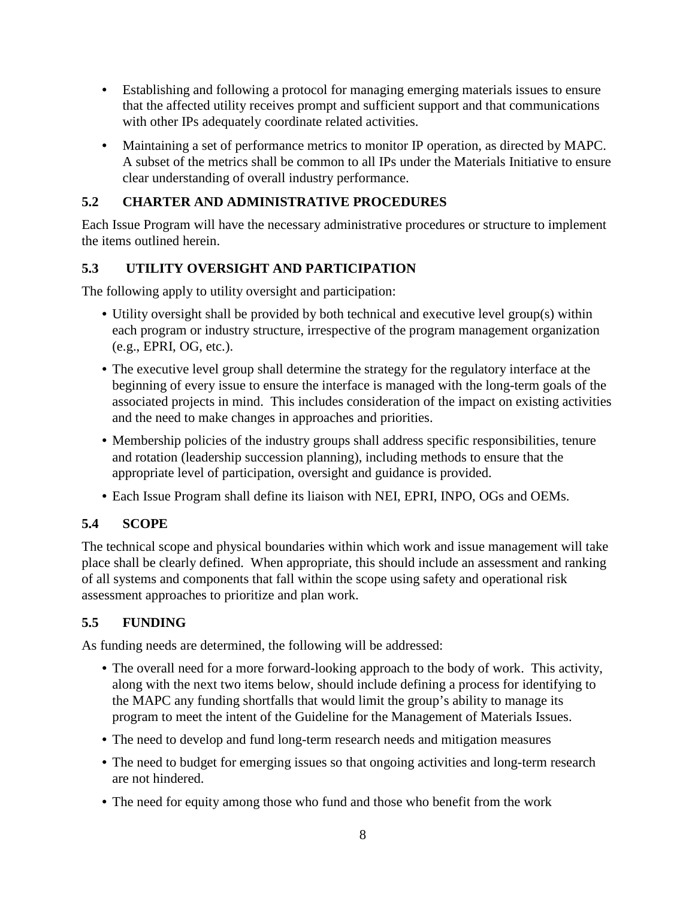- Establishing and following a protocol for managing emerging materials issues to ensure that the affected utility receives prompt and sufficient support and that communications with other IPs adequately coordinate related activities.
- Maintaining a set of performance metrics to monitor IP operation, as directed by MAPC. A subset of the metrics shall be common to all IPs under the Materials Initiative to ensure clear understanding of overall industry performance.

## 5.2 CHARTER AND ADMINISTRATIVE PROCEDURES

Each Issue Program will have the necessary administrative procedures or structure to implement the items outlined herein.

## 5.3 UTILITY OVERSIGHT AND PARTICIPATION

The following apply to utility oversight and participation:

- Utility oversight shall be provided by both technical and executive level group(s) within each program or industry structure, irrespective of the program management organization (e.g., EPRI, OG, etc.).
- The executive level group shall determine the strategy for the regulatory interface at the beginning of every issue to ensure the interface is managed with the long-term goals of the associated projects in mind. This includes consideration of the impact on existing activities and the need to make changes in approaches and priorities.
- Membership policies of the industry groups shall address specific responsibilities, tenure and rotation (leadership succession planning), including methods to ensure that the appropriate level of participation, oversight and guidance is provided.
- Each Issue Program shall define its liaison with NEI, EPRI, INPO, OGs and OEMs.

## 5.4 SCOPE

The technical scope and physical boundaries within which work and issue management will take place shall be clearly defined. When appropriate, this should include an assessment and ranking of all systems and components that fall within the scope using safety and operational risk assessment approaches to prioritize and plan work.

## 5.5 FUNDING

As funding needs are determined, the following will be addressed:

- The overall need for a more forward-looking approach to the body of work. This activity, along with the next two items below, should include defining a process for identifying to the MAPC any funding shortfalls that would limit the group's ability to manage its program to meet the intent of the Guideline for the Management of Materials Issues.
- The need to develop and fund long-term research needs and mitigation measures
- The need to budget for emerging issues so that ongoing activities and long-term research are not hindered.
- The need for equity among those who fund and those who benefit from the work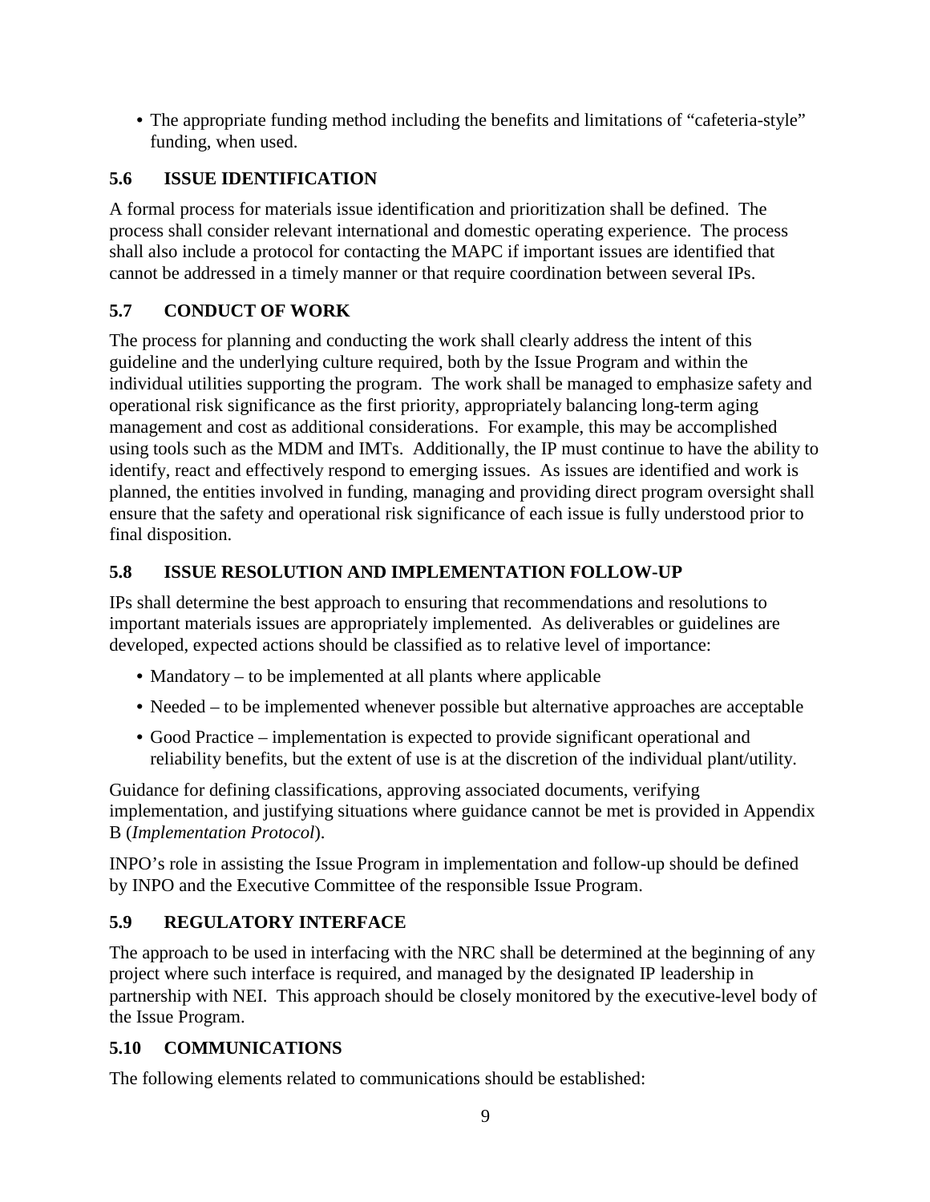- The appropriate funding method including the benefits and limitations of "cafeteria-style" funding, when used.

## 5.6 ISSUE IDENTIFICATION

A formal process for materials issue identification and prioritization shall be defined. The process shall consider relevant international and domestic operating experience. The process shall also include a protocol for contacting the MAPC if important issues are identified that cannot be addressed in a timely manner or that require coordination between several IPs.

## 5.7 CONDUCT OF WORK

The process for planning and conducting the work shall clearly address the intent of this guideline and the underlying culture required, both by the Issue Program and within the individual utilities supporting the program. The work shall be managed to emphasize safety and operational risk significance as the first priority, appropriately balancing long-term aging management and cost as additional considerations. For example, this may be accomplished using tools such as the MDM and IMTs. Additionally, the IP must continue to have the ability to identify, react and effectively respond to emerging issues. As issues are identified and work is planned, the entities involved in funding, managing and providing direct program oversight shall ensure that the safety and operational risk significance of each issue is fully understood prior to final disposition.

## 5.8 ISSUE RESOLUTION AND IMPLEMENTATION FOLLOW-UP

IPs shall determine the best approach to ensuring that recommendations and resolutions to important materials issues are appropriately implemented. As deliverables or guidelines are developed, expected actions should be classified as to relative level of importance:

- Mandatory – to be implemented at all plants where applicable
- Needed – to be implemented whenever possible but alternative approaches are acceptable
- Good Practice – implementation is expected to provide significant operational and reliability benefits, but the extent of use is at the discretion of the individual plant/utility.

Guidance for defining classifications, approving associated documents, verifying implementation, and justifying situations where guidance cannot be met is provided in Appendix B (*Implementation Protocol*).

INPO's role in assisting the Issue Program in implementation and follow-up should be defined by INPO and the Executive Committee of the responsible Issue Program.

## 5.9 REGULATORY INTERFACE

The approach to be used in interfacing with the NRC shall be determined at the beginning of any project where such interface is required, and managed by the designated IP leadership in partnership with NEI. This approach should be closely monitored by the executive-level body of the Issue Program.

## 5.10 COMMUNICATIONS

The following elements related to communications should be established: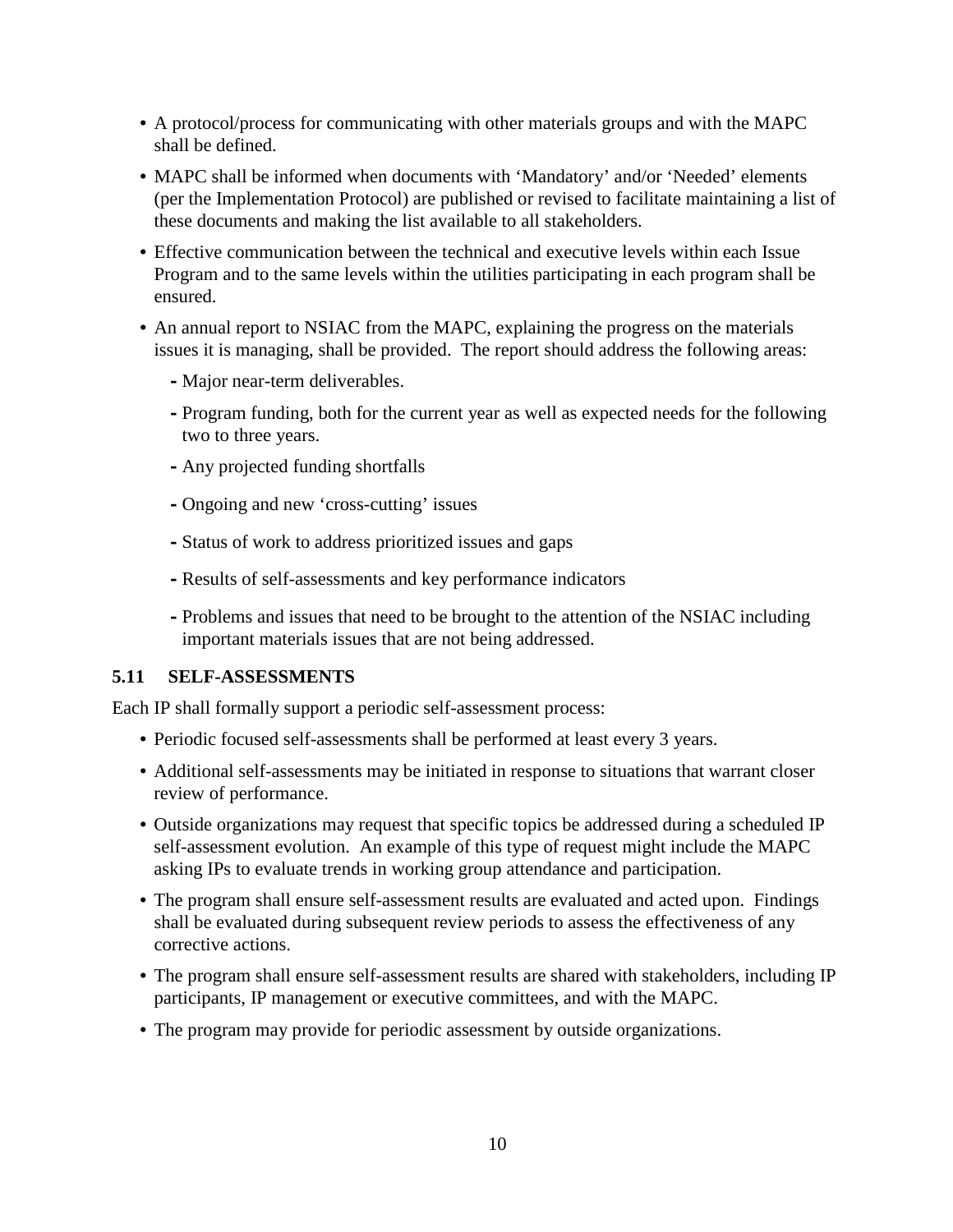- A protocol/process for communicating with other materials groups and with the MAPC shall be defined.
- MAPC shall be informed when documents with 'Mandatory' and/or 'Needed' elements (per the Implementation Protocol) are published or revised to facilitate maintaining a list of these documents and making the list available to all stakeholders.
- Effective communication between the technical and executive levels within each Issue Program and to the same levels within the utilities participating in each program shall be ensured.
- An annual report to NSIAC from the MAPC, explaining the progress on the materials issues it is managing, shall be provided. The report should address the following areas:
  - Major near-term deliverables.
  - Program funding, both for the current year as well as expected needs for the following two to three years.
  - Any projected funding shortfalls
  - Ongoing and new 'cross-cutting' issues
  - Status of work to address prioritized issues and gaps
  - Results of self-assessments and key performance indicators
  - Problems and issues that need to be brought to the attention of the NSIAC including important materials issues that are not being addressed.

### 5.11 SELF-ASSESSMENTS

Each IP shall formally support a periodic self-assessment process:

- Periodic focused self-assessments shall be performed at least every 3 years.
- Additional self-assessments may be initiated in response to situations that warrant closer review of performance.
- Outside organizations may request that specific topics be addressed during a scheduled IP self-assessment evolution. An example of this type of request might include the MAPC asking IPs to evaluate trends in working group attendance and participation.
- The program shall ensure self-assessment results are evaluated and acted upon. Findings shall be evaluated during subsequent review periods to assess the effectiveness of any corrective actions.
- The program shall ensure self-assessment results are shared with stakeholders, including IP participants, IP management or executive committees, and with the MAPC.
- The program may provide for periodic assessment by outside organizations.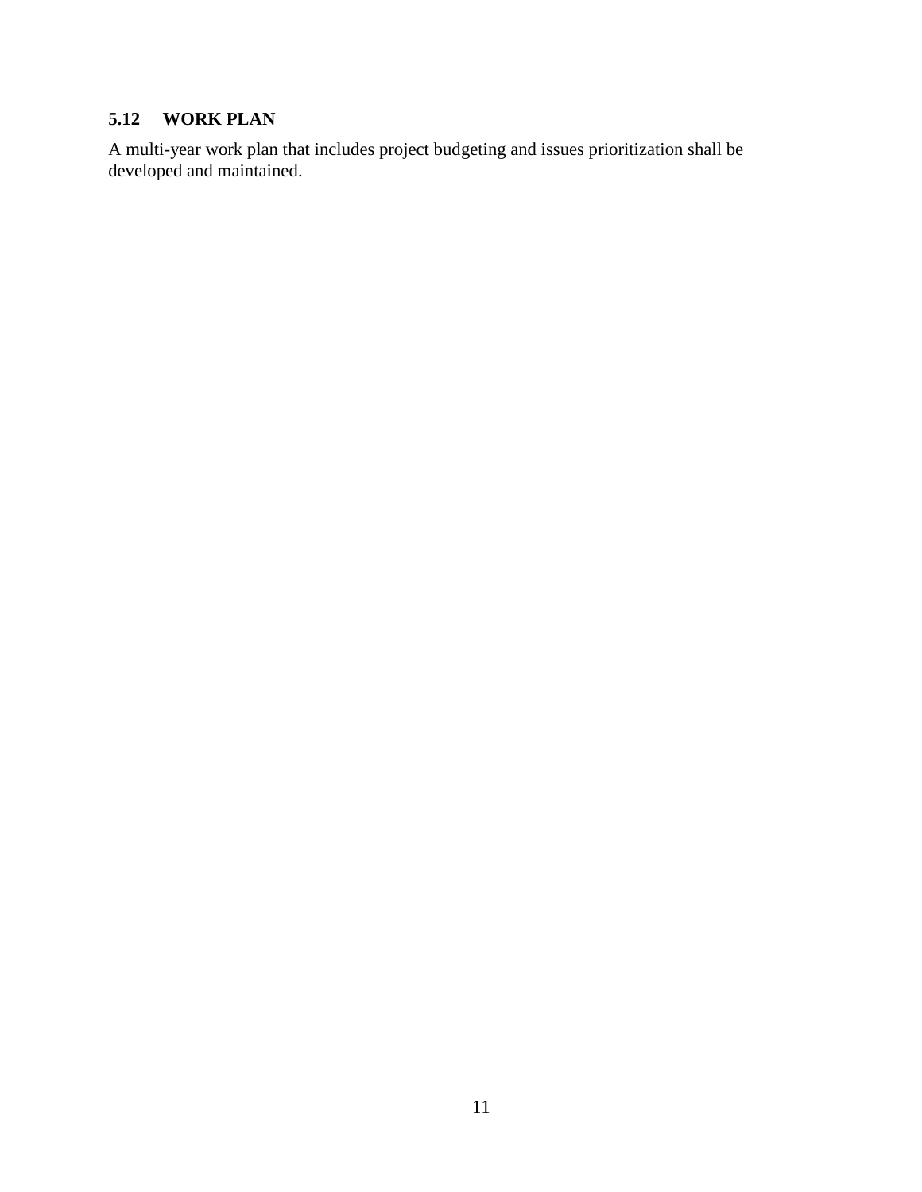### 5.12 WORK PLAN

A multi-year work plan that includes project budgeting and issues prioritization shall be developed and maintained.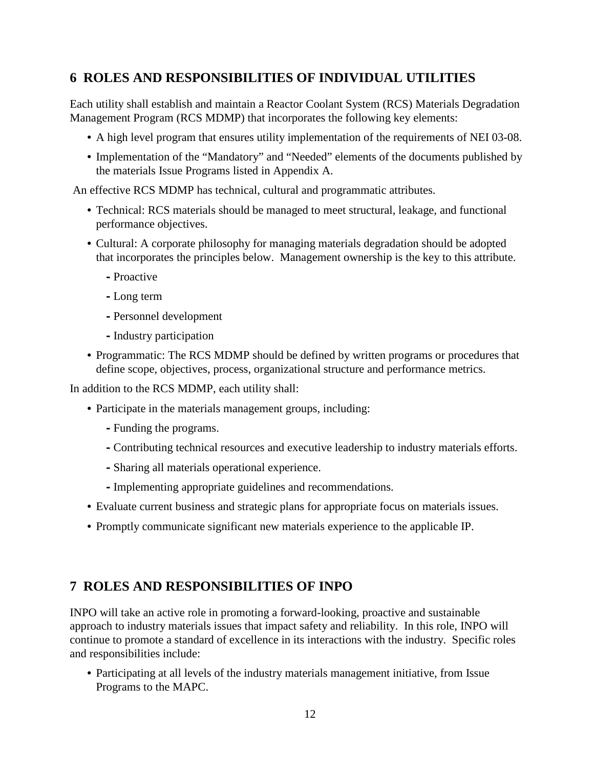## 6 ROLES AND RESPONSIBILITIES OF INDIVIDUAL UTILITIES

Each utility shall establish and maintain a Reactor Coolant System (RCS) Materials Degradation Management Program (RCS MDMP) that incorporates the following key elements:

- A high level program that ensures utility implementation of the requirements of NEI 03-08.
- Implementation of the "Mandatory" and "Needed" elements of the documents published by the materials Issue Programs listed in Appendix A.

An effective RCS MDMP has technical, cultural and programmatic attributes.

- Technical: RCS materials should be managed to meet structural, leakage, and functional performance objectives.
- Cultural: A corporate philosophy for managing materials degradation should be adopted that incorporates the principles below. Management ownership is the key to this attribute.
  - Proactive
  - Long term
  - Personnel development
  - Industry participation
- Programmatic: The RCS MDMP should be defined by written programs or procedures that define scope, objectives, process, organizational structure and performance metrics.

In addition to the RCS MDMP, each utility shall:

- Participate in the materials management groups, including:
  - Funding the programs.
  - Contributing technical resources and executive leadership to industry materials efforts.
  - Sharing all materials operational experience.
  - Implementing appropriate guidelines and recommendations.
- Evaluate current business and strategic plans for appropriate focus on materials issues.
- Promptly communicate significant new materials experience to the applicable IP.

## 7 ROLES AND RESPONSIBILITIES OF INPO

INPO will take an active role in promoting a forward-looking, proactive and sustainable approach to industry materials issues that impact safety and reliability. In this role, INPO will continue to promote a standard of excellence in its interactions with the industry. Specific roles and responsibilities include:

- Participating at all levels of the industry materials management initiative, from Issue Programs to the MAPC.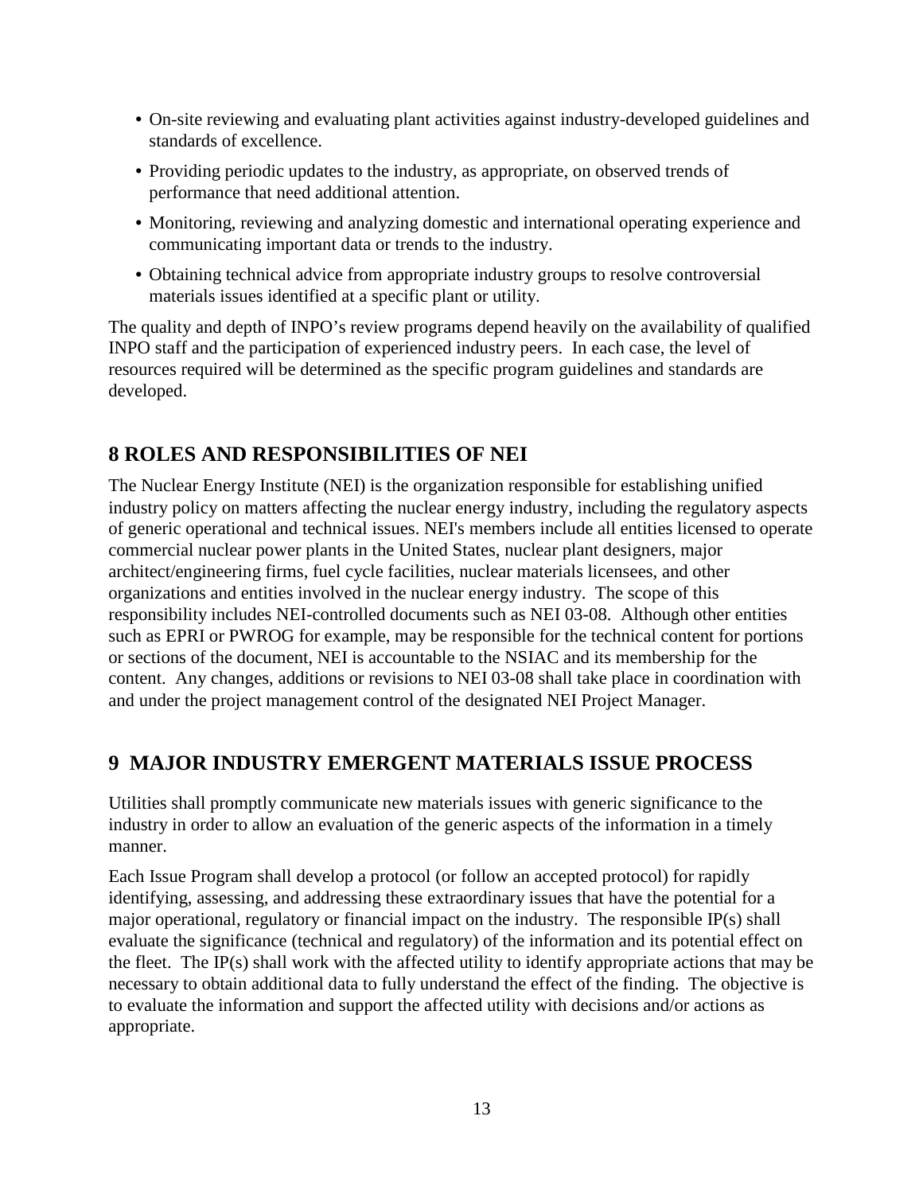- On-site reviewing and evaluating plant activities against industry-developed guidelines and standards of excellence.
- Providing periodic updates to the industry, as appropriate, on observed trends of performance that need additional attention.
- Monitoring, reviewing and analyzing domestic and international operating experience and communicating important data or trends to the industry.
- Obtaining technical advice from appropriate industry groups to resolve controversial materials issues identified at a specific plant or utility.

The quality and depth of INPO's review programs depend heavily on the availability of qualified INPO staff and the participation of experienced industry peers. In each case, the level of resources required will be determined as the specific program guidelines and standards are developed.

# 8 ROLES AND RESPONSIBILITIES OF NEI

The Nuclear Energy Institute (NEI) is the organization responsible for establishing unified industry policy on matters affecting the nuclear energy industry, including the regulatory aspects of generic operational and technical issues. NEI's members include all entities licensed to operate commercial nuclear power plants in the United States, nuclear plant designers, major architect/engineering firms, fuel cycle facilities, nuclear materials licensees, and other organizations and entities involved in the nuclear energy industry. The scope of this responsibility includes NEI-controlled documents such as NEI 03-08. Although other entities such as EPRI or PWROG for example, may be responsible for the technical content for portions or sections of the document, NEI is accountable to the NSIAC and its membership for the content. Any changes, additions or revisions to NEI 03-08 shall take place in coordination with and under the project management control of the designated NEI Project Manager.

# 9 MAJOR INDUSTRY EMERGENT MATERIALS ISSUE PROCESS

Utilities shall promptly communicate new materials issues with generic significance to the industry in order to allow an evaluation of the generic aspects of the information in a timely manner.

Each Issue Program shall develop a protocol (or follow an accepted protocol) for rapidly identifying, assessing, and addressing these extraordinary issues that have the potential for a major operational, regulatory or financial impact on the industry. The responsible IP(s) shall evaluate the significance (technical and regulatory) of the information and its potential effect on the fleet. The IP(s) shall work with the affected utility to identify appropriate actions that may be necessary to obtain additional data to fully understand the effect of the finding. The objective is to evaluate the information and support the affected utility with decisions and/or actions as appropriate.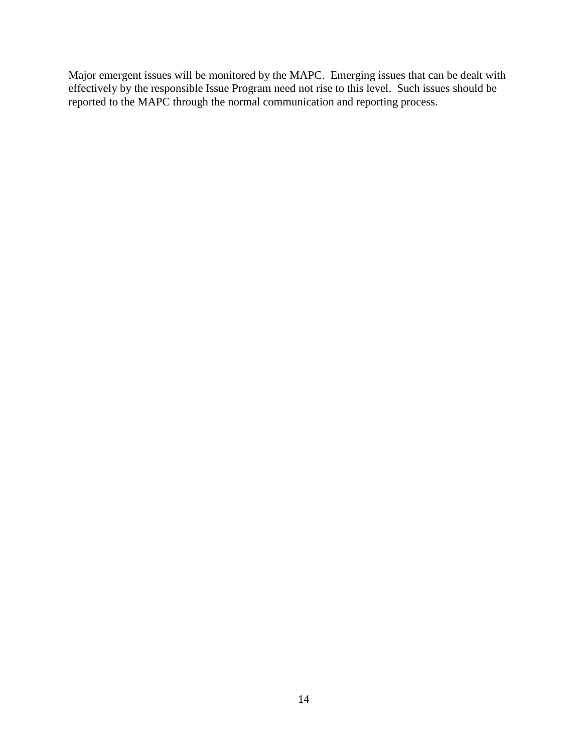Major emergent issues will be monitored by the MAPC. Emerging issues that can be dealt with effectively by the responsible Issue Program need not rise to this level. Such issues should be reported to the MAPC through the normal communication and reporting process.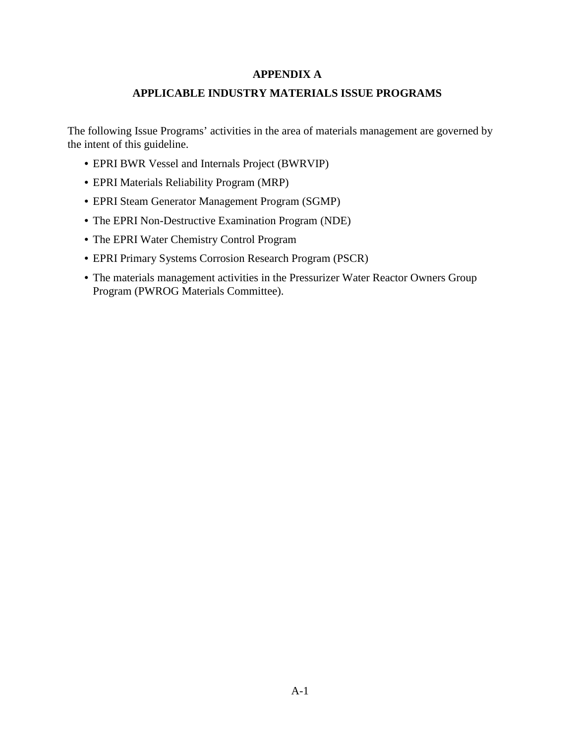# APPENDIX A

# APPLICABLE INDUSTRY MATERIALS ISSUE PROGRAMS

The following Issue Programs' activities in the area of materials management are governed by the intent of this guideline.

- EPRI BWR Vessel and Internals Project (BWRVIP)
- EPRI Materials Reliability Program (MRP)
- EPRI Steam Generator Management Program (SGMP)
- The EPRI Non-Destructive Examination Program (NDE)
- The EPRI Water Chemistry Control Program
- EPRI Primary Systems Corrosion Research Program (PSCR)
- The materials management activities in the Pressurizer Water Reactor Owners Group Program (PWROG Materials Committee).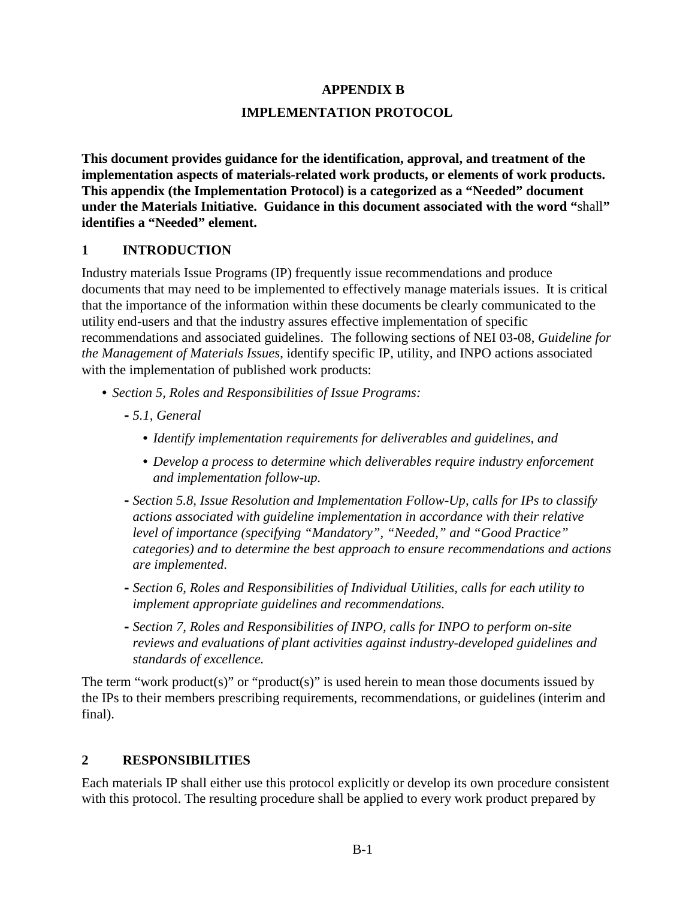# APPENDIX B

# IMPLEMENTATION PROTOCOL

**This document provides guidance for the identification, approval, and treatment of the implementation aspects of materials-related work products, or elements of work products. This appendix (the Implementation Protocol) is a categorized as a "Needed" document under the Materials Initiative. Guidance in this document associated with the word "**shall**" identifies a "Needed" element.**

## 1 INTRODUCTION

Industry materials Issue Programs (IP) frequently issue recommendations and produce documents that may need to be implemented to effectively manage materials issues. It is critical that the importance of the information within these documents be clearly communicated to the utility end-users and that the industry assures effective implementation of specific recommendations and associated guidelines. The following sections of NEI 03-08, *Guideline for the Management of Materials Issues*, identify specific IP, utility, and INPO actions associated with the implementation of published work products:

- *Section 5, Roles and Responsibilities of Issue Programs:*
  - *5.1, General*
    - *Identify implementation requirements for deliverables and guidelines, and*
    - *Develop a process to determine which deliverables require industry enforcement and implementation follow-up.*
  - *Section 5.8, Issue Resolution and Implementation Follow-Up, calls for IPs to classify actions associated with guideline implementation in accordance with their relative level of importance (specifying "Mandatory", "Needed," and "Good Practice" categories) and to determine the best approach to ensure recommendations and actions are implemented.*
  - *Section 6, Roles and Responsibilities of Individual Utilities, calls for each utility to implement appropriate guidelines and recommendations.*
  - *Section 7, Roles and Responsibilities of INPO, calls for INPO to perform on-site reviews and evaluations of plant activities against industry-developed guidelines and standards of excellence.*

The term "work product(s)" or "product(s)" is used herein to mean those documents issued by the IPs to their members prescribing requirements, recommendations, or guidelines (interim and final).

## 2 RESPONSIBILITIES

Each materials IP shall either use this protocol explicitly or develop its own procedure consistent with this protocol. The resulting procedure shall be applied to every work product prepared by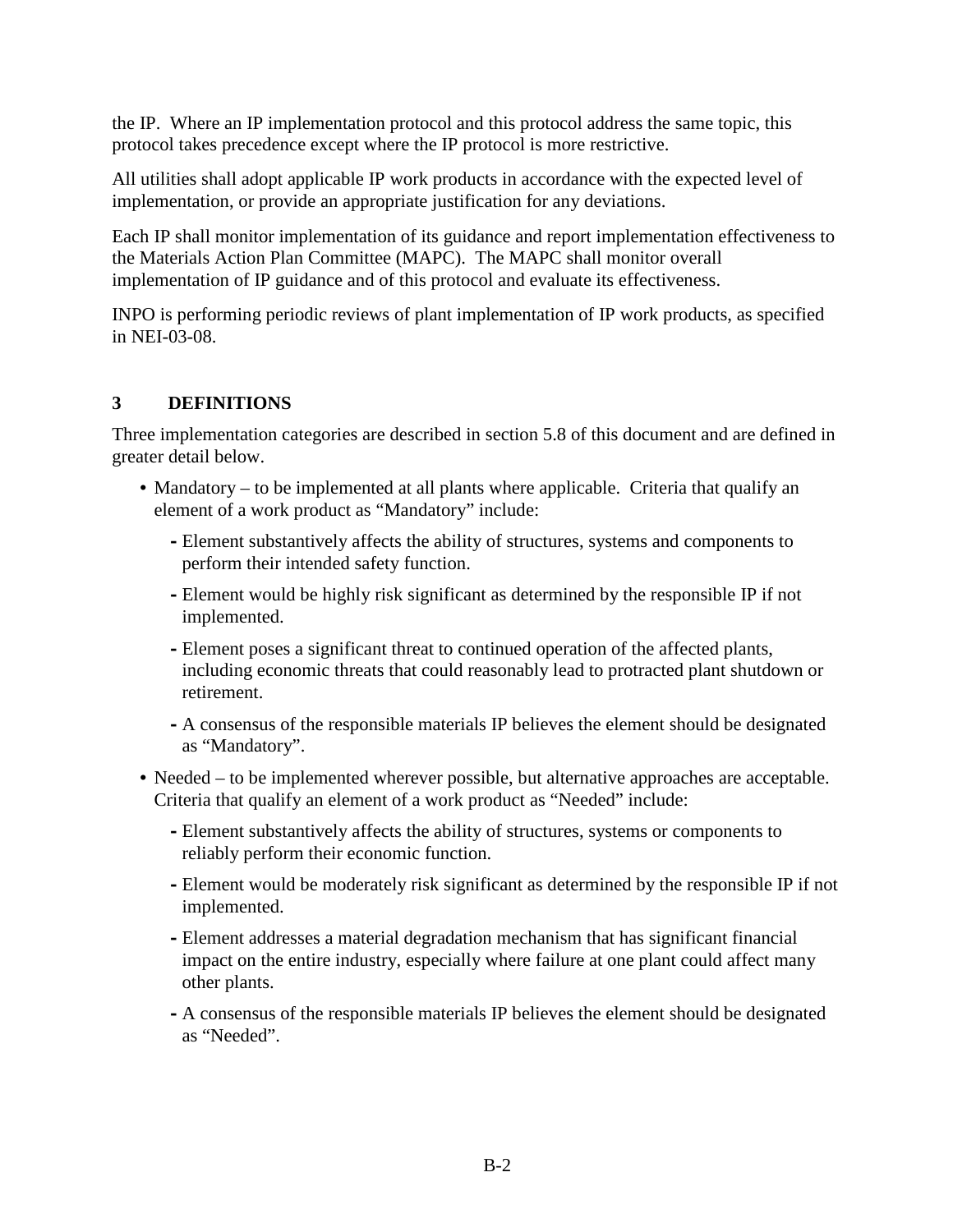the IP. Where an IP implementation protocol and this protocol address the same topic, this protocol takes precedence except where the IP protocol is more restrictive.

All utilities shall adopt applicable IP work products in accordance with the expected level of implementation, or provide an appropriate justification for any deviations.

Each IP shall monitor implementation of its guidance and report implementation effectiveness to the Materials Action Plan Committee (MAPC). The MAPC shall monitor overall implementation of IP guidance and of this protocol and evaluate its effectiveness.

INPO is performing periodic reviews of plant implementation of IP work products, as specified in NEI-03-08.

## 3 DEFINITIONS

Three implementation categories are described in section 5.8 of this document and are defined in greater detail below.

- Mandatory – to be implemented at all plants where applicable. Criteria that qualify an element of a work product as "Mandatory" include:
  - Element substantively affects the ability of structures, systems and components to perform their intended safety function.
  - Element would be highly risk significant as determined by the responsible IP if not implemented.
  - Element poses a significant threat to continued operation of the affected plants, including economic threats that could reasonably lead to protracted plant shutdown or retirement.
  - A consensus of the responsible materials IP believes the element should be designated as "Mandatory".
- Needed – to be implemented wherever possible, but alternative approaches are acceptable. Criteria that qualify an element of a work product as "Needed" include:
  - Element substantively affects the ability of structures, systems or components to reliably perform their economic function.
  - Element would be moderately risk significant as determined by the responsible IP if not implemented.
  - Element addresses a material degradation mechanism that has significant financial impact on the entire industry, especially where failure at one plant could affect many other plants.
  - A consensus of the responsible materials IP believes the element should be designated as "Needed".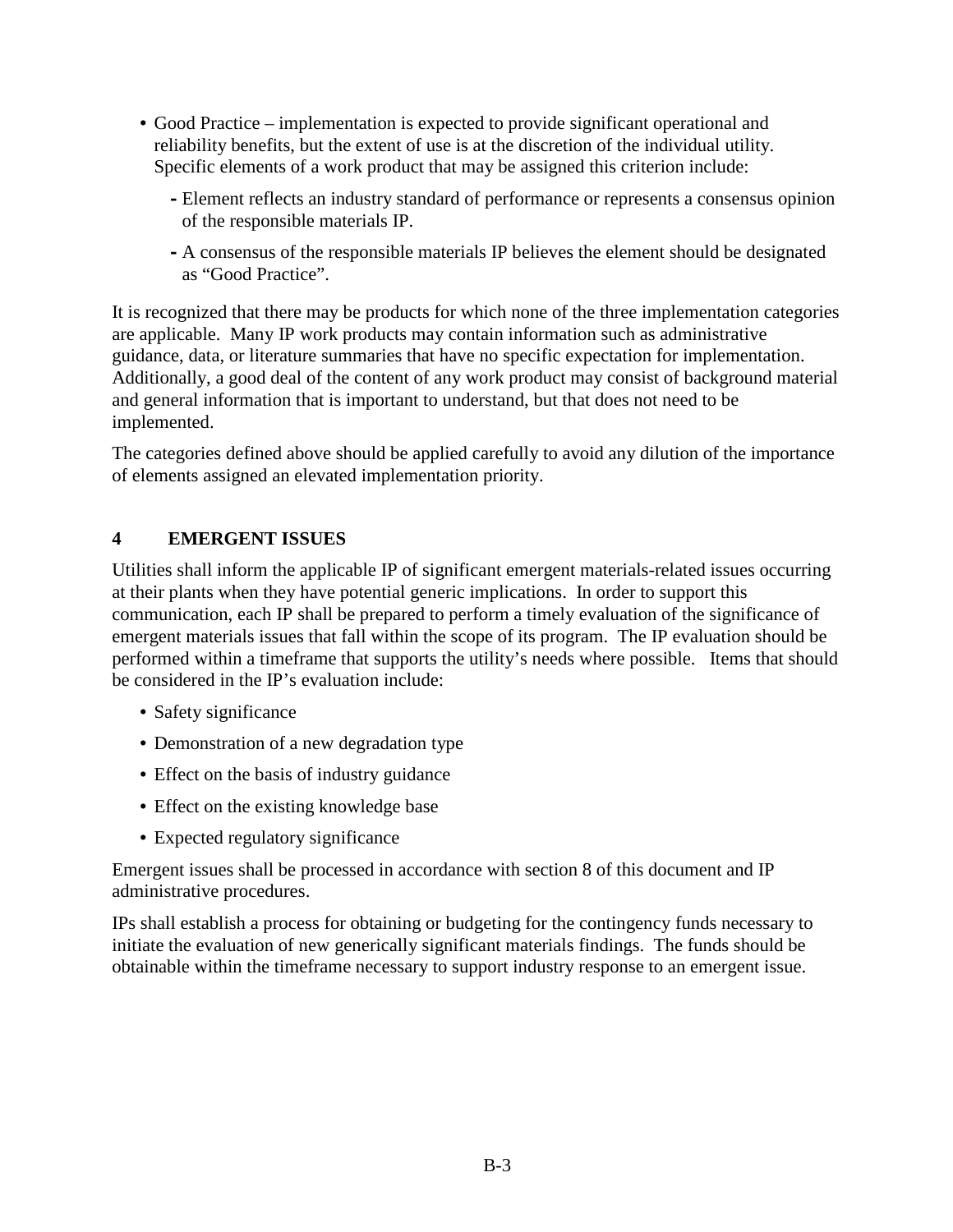- Good Practice – implementation is expected to provide significant operational and reliability benefits, but the extent of use is at the discretion of the individual utility. Specific elements of a work product that may be assigned this criterion include:
  - Element reflects an industry standard of performance or represents a consensus opinion of the responsible materials IP.
  - A consensus of the responsible materials IP believes the element should be designated as “Good Practice”.

It is recognized that there may be products for which none of the three implementation categories are applicable. Many IP work products may contain information such as administrative guidance, data, or literature summaries that have no specific expectation for implementation. Additionally, a good deal of the content of any work product may consist of background material and general information that is important to understand, but that does not need to be implemented.

The categories defined above should be applied carefully to avoid any dilution of the importance of elements assigned an elevated implementation priority.

## 4 EMERGENT ISSUES

Utilities shall inform the applicable IP of significant emergent materials-related issues occurring at their plants when they have potential generic implications. In order to support this communication, each IP shall be prepared to perform a timely evaluation of the significance of emergent materials issues that fall within the scope of its program. The IP evaluation should be performed within a timeframe that supports the utility’s needs where possible. Items that should be considered in the IP’s evaluation include:

- Safety significance
- Demonstration of a new degradation type
- Effect on the basis of industry guidance
- Effect on the existing knowledge base
- Expected regulatory significance

Emergent issues shall be processed in accordance with section 8 of this document and IP administrative procedures.

IPs shall establish a process for obtaining or budgeting for the contingency funds necessary to initiate the evaluation of new generically significant materials findings. The funds should be obtainable within the timeframe necessary to support industry response to an emergent issue.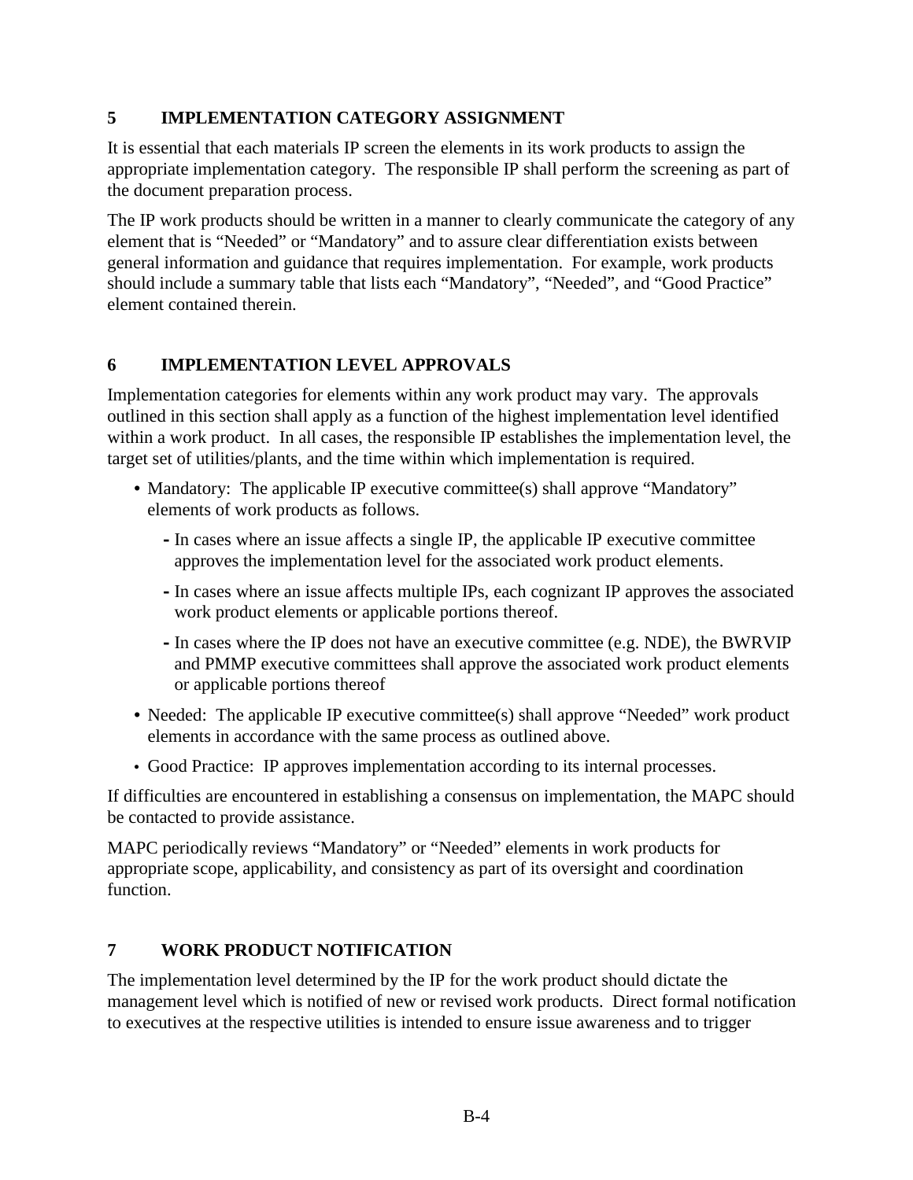## 5 IMPLEMENTATION CATEGORY ASSIGNMENT

It is essential that each materials IP screen the elements in its work products to assign the appropriate implementation category. The responsible IP shall perform the screening as part of the document preparation process.

The IP work products should be written in a manner to clearly communicate the category of any element that is "Needed" or "Mandatory" and to assure clear differentiation exists between general information and guidance that requires implementation. For example, work products should include a summary table that lists each "Mandatory", "Needed", and "Good Practice" element contained therein.

## 6 IMPLEMENTATION LEVEL APPROVALS

Implementation categories for elements within any work product may vary. The approvals outlined in this section shall apply as a function of the highest implementation level identified within a work product. In all cases, the responsible IP establishes the implementation level, the target set of utilities/plants, and the time within which implementation is required.

- Mandatory: The applicable IP executive committee(s) shall approve "Mandatory" elements of work products as follows.
  - In cases where an issue affects a single IP, the applicable IP executive committee approves the implementation level for the associated work product elements.
  - In cases where an issue affects multiple IPs, each cognizant IP approves the associated work product elements or applicable portions thereof.
  - In cases where the IP does not have an executive committee (e.g. NDE), the BWRVIP and PMMP executive committees shall approve the associated work product elements or applicable portions thereof
- Needed: The applicable IP executive committee(s) shall approve "Needed" work product elements in accordance with the same process as outlined above.
- Good Practice: IP approves implementation according to its internal processes.

If difficulties are encountered in establishing a consensus on implementation, the MAPC should be contacted to provide assistance.

MAPC periodically reviews "Mandatory" or "Needed" elements in work products for appropriate scope, applicability, and consistency as part of its oversight and coordination function.

## 7 WORK PRODUCT NOTIFICATION

The implementation level determined by the IP for the work product should dictate the management level which is notified of new or revised work products. Direct formal notification to executives at the respective utilities is intended to ensure issue awareness and to trigger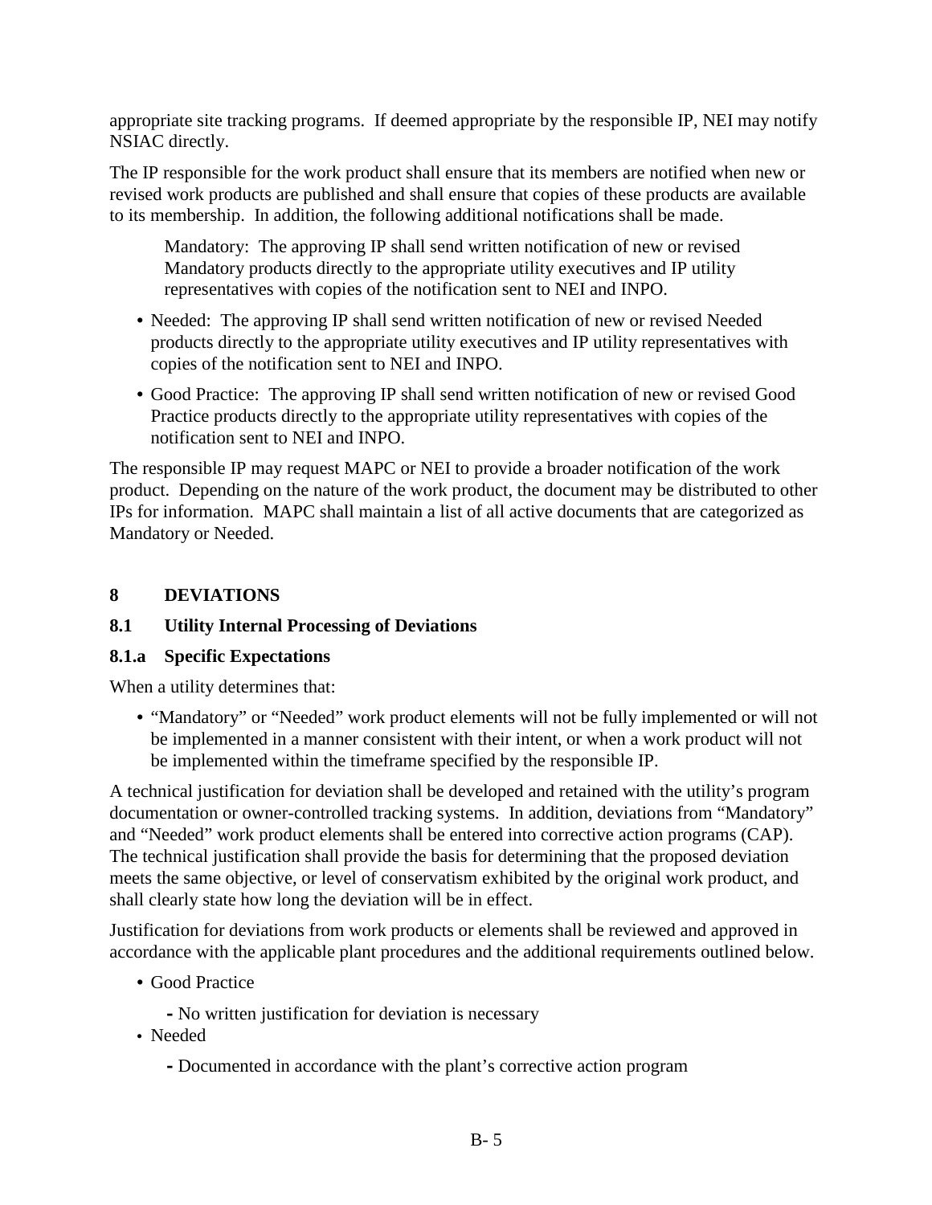appropriate site tracking programs. If deemed appropriate by the responsible IP, NEI may notify NSIAC directly.

The IP responsible for the work product shall ensure that its members are notified when new or revised work products are published and shall ensure that copies of these products are available to its membership. In addition, the following additional notifications shall be made.

Mandatory: The approving IP shall send written notification of new or revised Mandatory products directly to the appropriate utility executives and IP utility representatives with copies of the notification sent to NEI and INPO.

- Needed: The approving IP shall send written notification of new or revised Needed products directly to the appropriate utility executives and IP utility representatives with copies of the notification sent to NEI and INPO.
- Good Practice: The approving IP shall send written notification of new or revised Good Practice products directly to the appropriate utility representatives with copies of the notification sent to NEI and INPO.

The responsible IP may request MAPC or NEI to provide a broader notification of the work product. Depending on the nature of the work product, the document may be distributed to other IPs for information. MAPC shall maintain a list of all active documents that are categorized as Mandatory or Needed.

# 8 DEVIATIONS

## 8.1 Utility Internal Processing of Deviations

### 8.1.a Specific Expectations

When a utility determines that:

- "Mandatory" or "Needed" work product elements will not be fully implemented or will not be implemented in a manner consistent with their intent, or when a work product will not be implemented within the timeframe specified by the responsible IP.

A technical justification for deviation shall be developed and retained with the utility's program documentation or owner-controlled tracking systems. In addition, deviations from "Mandatory" and "Needed" work product elements shall be entered into corrective action programs (CAP). The technical justification shall provide the basis for determining that the proposed deviation meets the same objective, or level of conservatism exhibited by the original work product, and shall clearly state how long the deviation will be in effect.

Justification for deviations from work products or elements shall be reviewed and approved in accordance with the applicable plant procedures and the additional requirements outlined below.

- Good Practice
  - No written justification for deviation is necessary
- Needed
  - Documented in accordance with the plant's corrective action program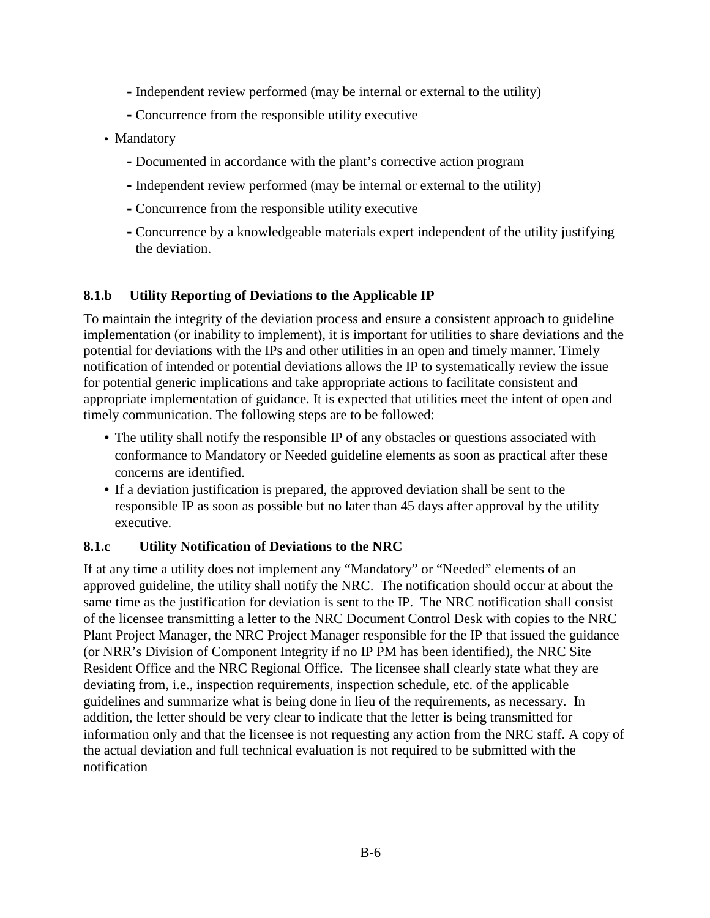- Independent review performed (may be internal or external to the utility)
- Concurrence from the responsible utility executive

- Mandatory
  - Documented in accordance with the plant's corrective action program
  - Independent review performed (may be internal or external to the utility)
  - Concurrence from the responsible utility executive
  - Concurrence by a knowledgeable materials expert independent of the utility justifying the deviation.

### 8.1.b Utility Reporting of Deviations to the Applicable IP

To maintain the integrity of the deviation process and ensure a consistent approach to guideline implementation (or inability to implement), it is important for utilities to share deviations and the potential for deviations with the IPs and other utilities in an open and timely manner. Timely notification of intended or potential deviations allows the IP to systematically review the issue for potential generic implications and take appropriate actions to facilitate consistent and appropriate implementation of guidance. It is expected that utilities meet the intent of open and timely communication. The following steps are to be followed:

- The utility shall notify the responsible IP of any obstacles or questions associated with conformance to Mandatory or Needed guideline elements as soon as practical after these concerns are identified.
- If a deviation justification is prepared, the approved deviation shall be sent to the responsible IP as soon as possible but no later than 45 days after approval by the utility executive.

### 8.1.c Utility Notification of Deviations to the NRC

If at any time a utility does not implement any "Mandatory" or "Needed" elements of an approved guideline, the utility shall notify the NRC. The notification should occur at about the same time as the justification for deviation is sent to the IP. The NRC notification shall consist of the licensee transmitting a letter to the NRC Document Control Desk with copies to the NRC Plant Project Manager, the NRC Project Manager responsible for the IP that issued the guidance (or NRR's Division of Component Integrity if no IP PM has been identified), the NRC Site Resident Office and the NRC Regional Office. The licensee shall clearly state what they are deviating from, i.e., inspection requirements, inspection schedule, etc. of the applicable guidelines and summarize what is being done in lieu of the requirements, as necessary. In addition, the letter should be very clear to indicate that the letter is being transmitted for information only and that the licensee is not requesting any action from the NRC staff. A copy of the actual deviation and full technical evaluation is not required to be submitted with the notification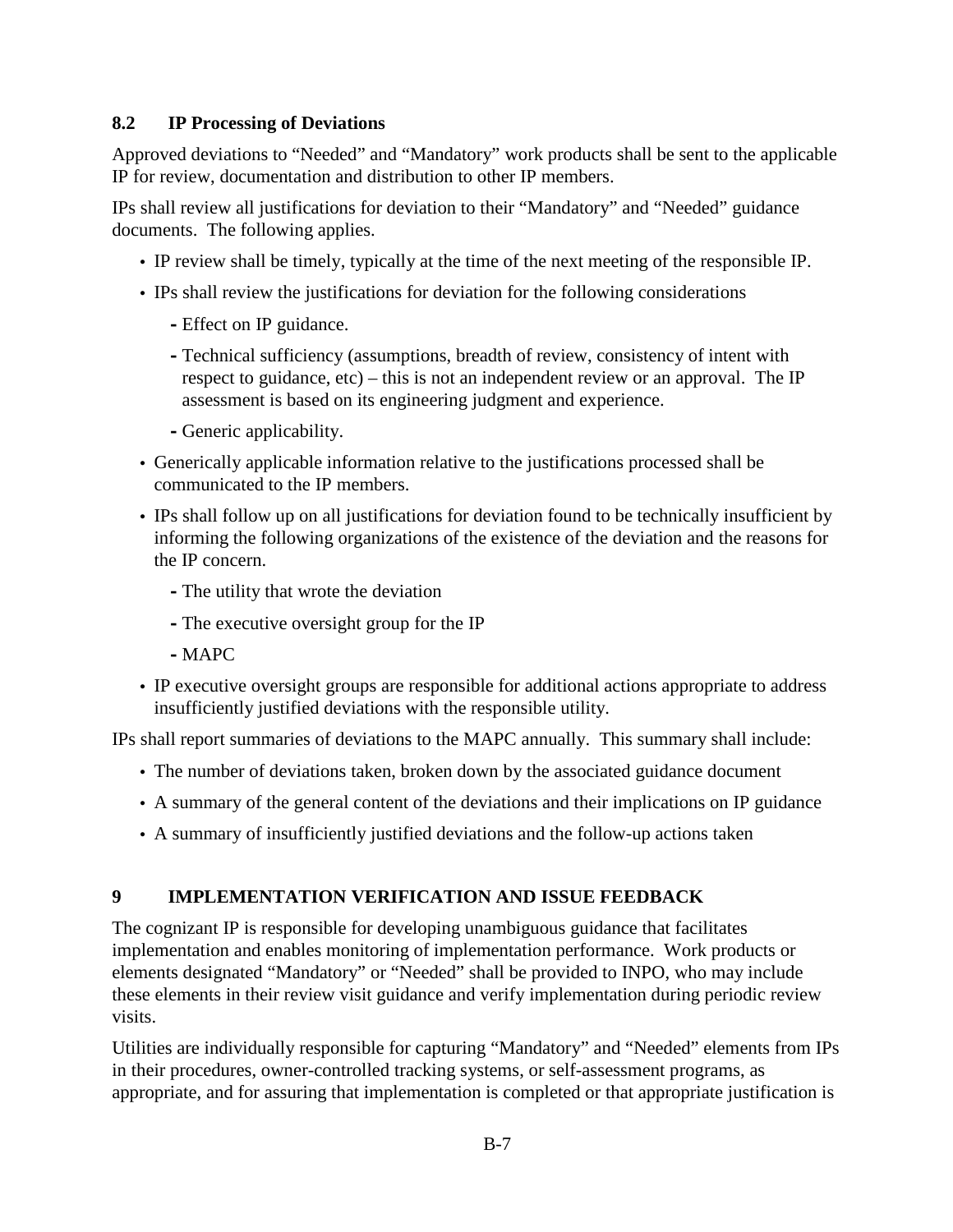### 8.2 IP Processing of Deviations

Approved deviations to "Needed" and "Mandatory" work products shall be sent to the applicable IP for review, documentation and distribution to other IP members.

IPs shall review all justifications for deviation to their "Mandatory" and "Needed" guidance documents. The following applies.

- IP review shall be timely, typically at the time of the next meeting of the responsible IP.
- IPs shall review the justifications for deviation for the following considerations
  - Effect on IP guidance.
  - Technical sufficiency (assumptions, breadth of review, consistency of intent with respect to guidance, etc) – this is not an independent review or an approval. The IP assessment is based on its engineering judgment and experience.
  - Generic applicability.
- Generically applicable information relative to the justifications processed shall be communicated to the IP members.
- IPs shall follow up on all justifications for deviation found to be technically insufficient by informing the following organizations of the existence of the deviation and the reasons for the IP concern.
  - The utility that wrote the deviation
  - The executive oversight group for the IP
  - MAPC
- IP executive oversight groups are responsible for additional actions appropriate to address insufficiently justified deviations with the responsible utility.

IPs shall report summaries of deviations to the MAPC annually. This summary shall include:

- The number of deviations taken, broken down by the associated guidance document
- A summary of the general content of the deviations and their implications on IP guidance
- A summary of insufficiently justified deviations and the follow-up actions taken

## 9 IMPLEMENTATION VERIFICATION AND ISSUE FEEDBACK

The cognizant IP is responsible for developing unambiguous guidance that facilitates implementation and enables monitoring of implementation performance. Work products or elements designated "Mandatory" or "Needed" shall be provided to INPO, who may include these elements in their review visit guidance and verify implementation during periodic review visits.

Utilities are individually responsible for capturing "Mandatory" and "Needed" elements from IPs in their procedures, owner-controlled tracking systems, or self-assessment programs, as appropriate, and for assuring that implementation is completed or that appropriate justification is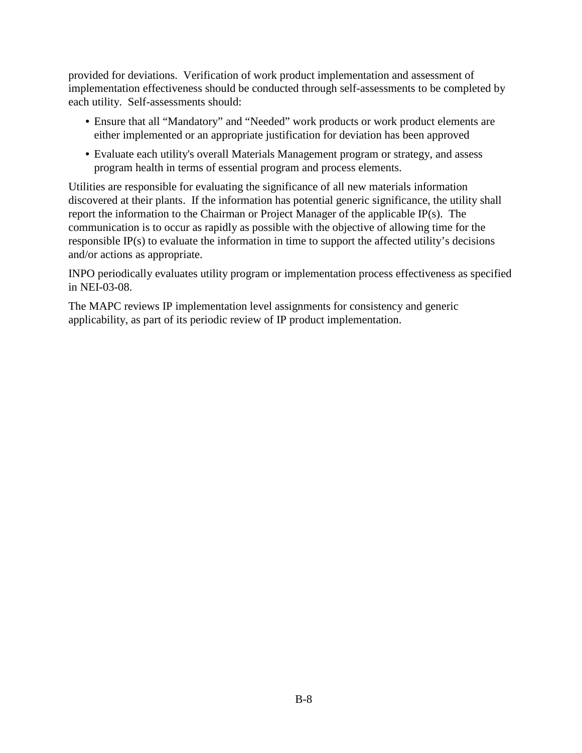provided for deviations. Verification of work product implementation and assessment of implementation effectiveness should be conducted through self-assessments to be completed by each utility. Self-assessments should:

- Ensure that all "Mandatory" and "Needed" work products or work product elements are either implemented or an appropriate justification for deviation has been approved
- Evaluate each utility's overall Materials Management program or strategy, and assess program health in terms of essential program and process elements.

Utilities are responsible for evaluating the significance of all new materials information discovered at their plants. If the information has potential generic significance, the utility shall report the information to the Chairman or Project Manager of the applicable IP(s). The communication is to occur as rapidly as possible with the objective of allowing time for the responsible IP(s) to evaluate the information in time to support the affected utility's decisions and/or actions as appropriate.

INPO periodically evaluates utility program or implementation process effectiveness as specified in NEI-03-08.

The MAPC reviews IP implementation level assignments for consistency and generic applicability, as part of its periodic review of IP product implementation.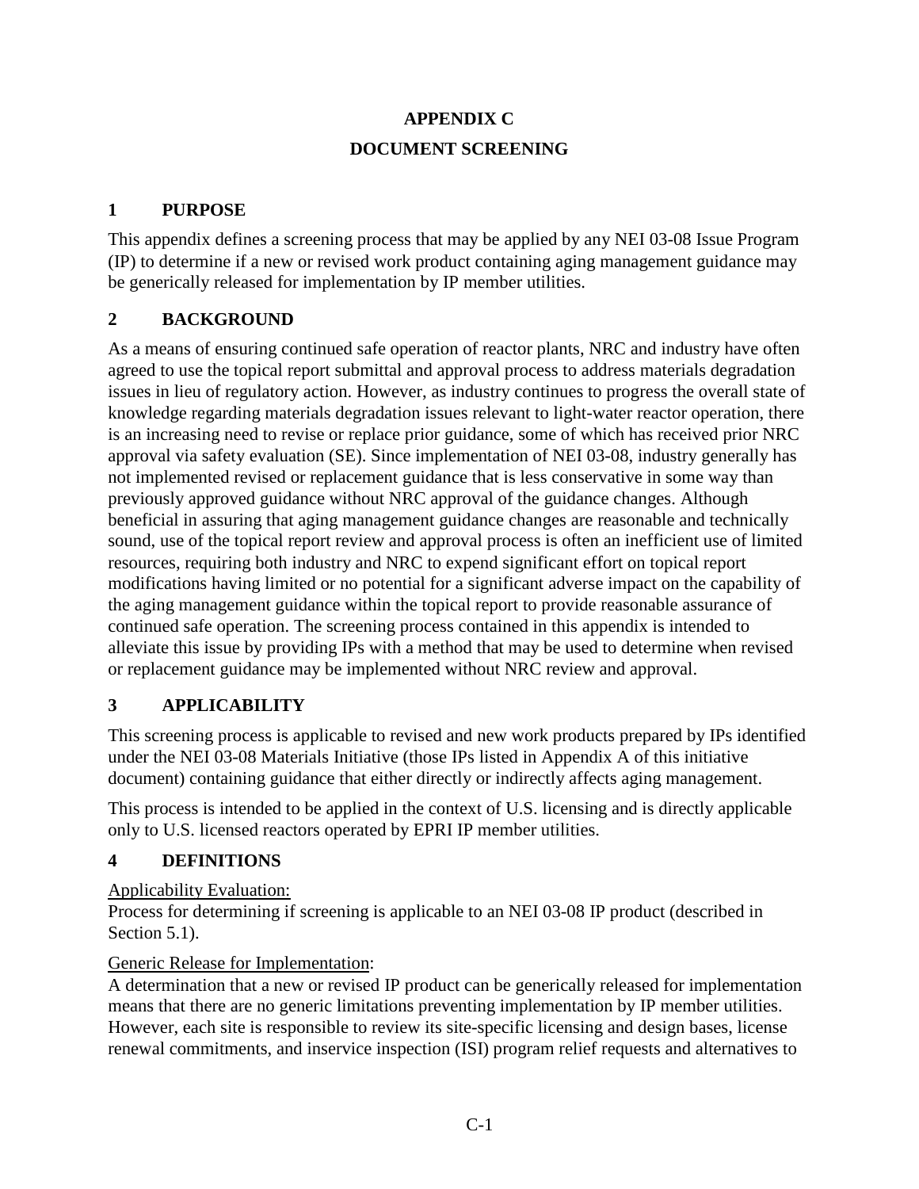# APPENDIX C

# DOCUMENT SCREENING

## 1 PURPOSE

This appendix defines a screening process that may be applied by any NEI 03-08 Issue Program (IP) to determine if a new or revised work product containing aging management guidance may be generically released for implementation by IP member utilities.

## 2 BACKGROUND

As a means of ensuring continued safe operation of reactor plants, NRC and industry have often agreed to use the topical report submittal and approval process to address materials degradation issues in lieu of regulatory action. However, as industry continues to progress the overall state of knowledge regarding materials degradation issues relevant to light-water reactor operation, there is an increasing need to revise or replace prior guidance, some of which has received prior NRC approval via safety evaluation (SE). Since implementation of NEI 03-08, industry generally has not implemented revised or replacement guidance that is less conservative in some way than previously approved guidance without NRC approval of the guidance changes. Although beneficial in assuring that aging management guidance changes are reasonable and technically sound, use of the topical report review and approval process is often an inefficient use of limited resources, requiring both industry and NRC to expend significant effort on topical report modifications having limited or no potential for a significant adverse impact on the capability of the aging management guidance within the topical report to provide reasonable assurance of continued safe operation. The screening process contained in this appendix is intended to alleviate this issue by providing IPs with a method that may be used to determine when revised or replacement guidance may be implemented without NRC review and approval.

## 3 APPLICABILITY

This screening process is applicable to revised and new work products prepared by IPs identified under the NEI 03-08 Materials Initiative (those IPs listed in Appendix A of this initiative document) containing guidance that either directly or indirectly affects aging management.

This process is intended to be applied in the context of U.S. licensing and is directly applicable only to U.S. licensed reactors operated by EPRI IP member utilities.

## 4 DEFINITIONS

<u>Applicability Evaluation:</u>
Process for determining if screening is applicable to an NEI 03-08 IP product (described in Section 5.1).

<u>Generic Release for Implementation</u>:
A determination that a new or revised IP product can be generically released for implementation means that there are no generic limitations preventing implementation by IP member utilities. However, each site is responsible to review its site-specific licensing and design bases, license renewal commitments, and inservice inspection (ISI) program relief requests and alternatives to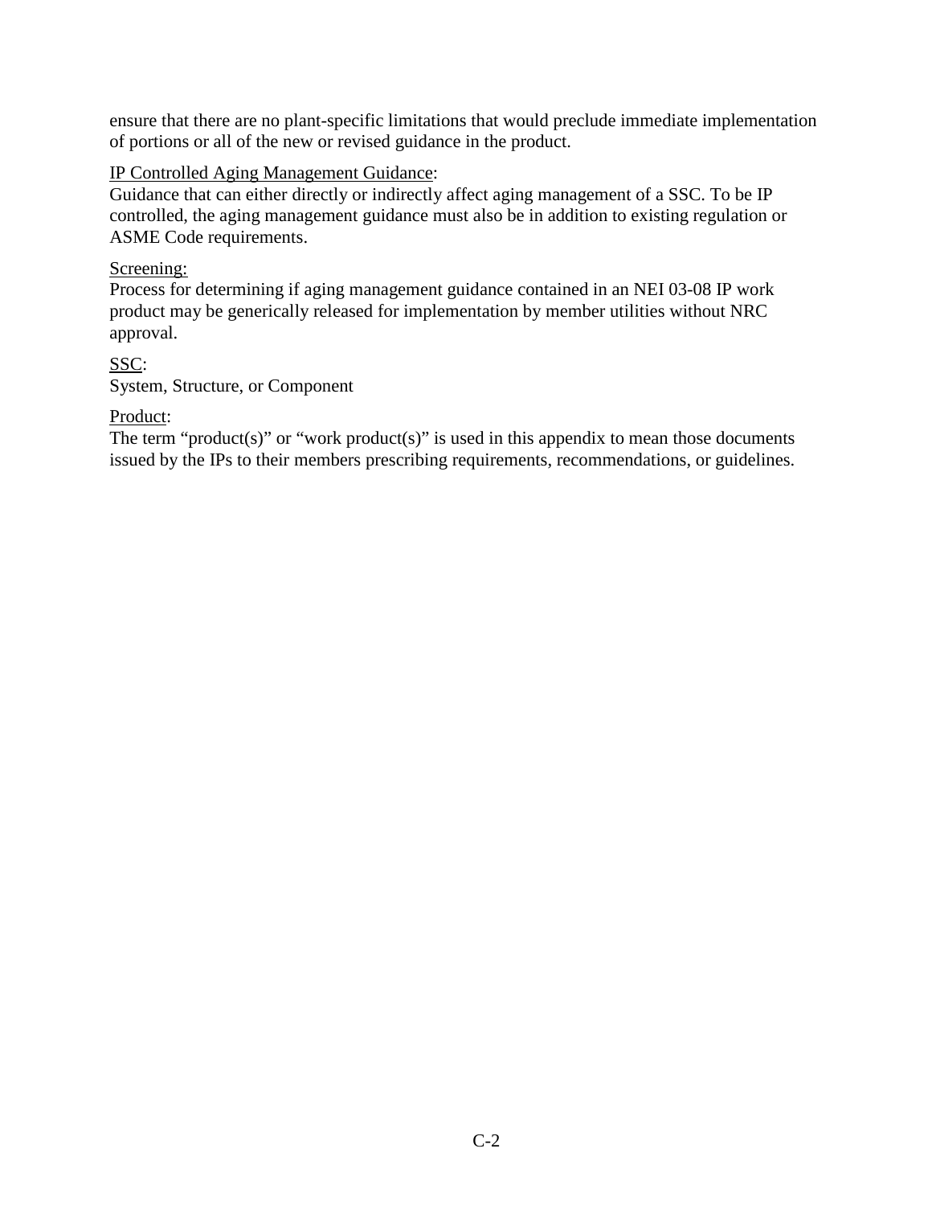ensure that there are no plant-specific limitations that would preclude immediate implementation of portions or all of the new or revised guidance in the product.

<u>IP Controlled Aging Management Guidance</u>:
Guidance that can either directly or indirectly affect aging management of a SSC. To be IP controlled, the aging management guidance must also be in addition to existing regulation or ASME Code requirements.

<u>Screening:</u>
Process for determining if aging management guidance contained in an NEI 03-08 IP work product may be generically released for implementation by member utilities without NRC approval.

<u>SSC</u>:
System, Structure, or Component

<u>Product</u>:
The term "product(s)" or "work product(s)" is used in this appendix to mean those documents issued by the IPs to their members prescribing requirements, recommendations, or guidelines.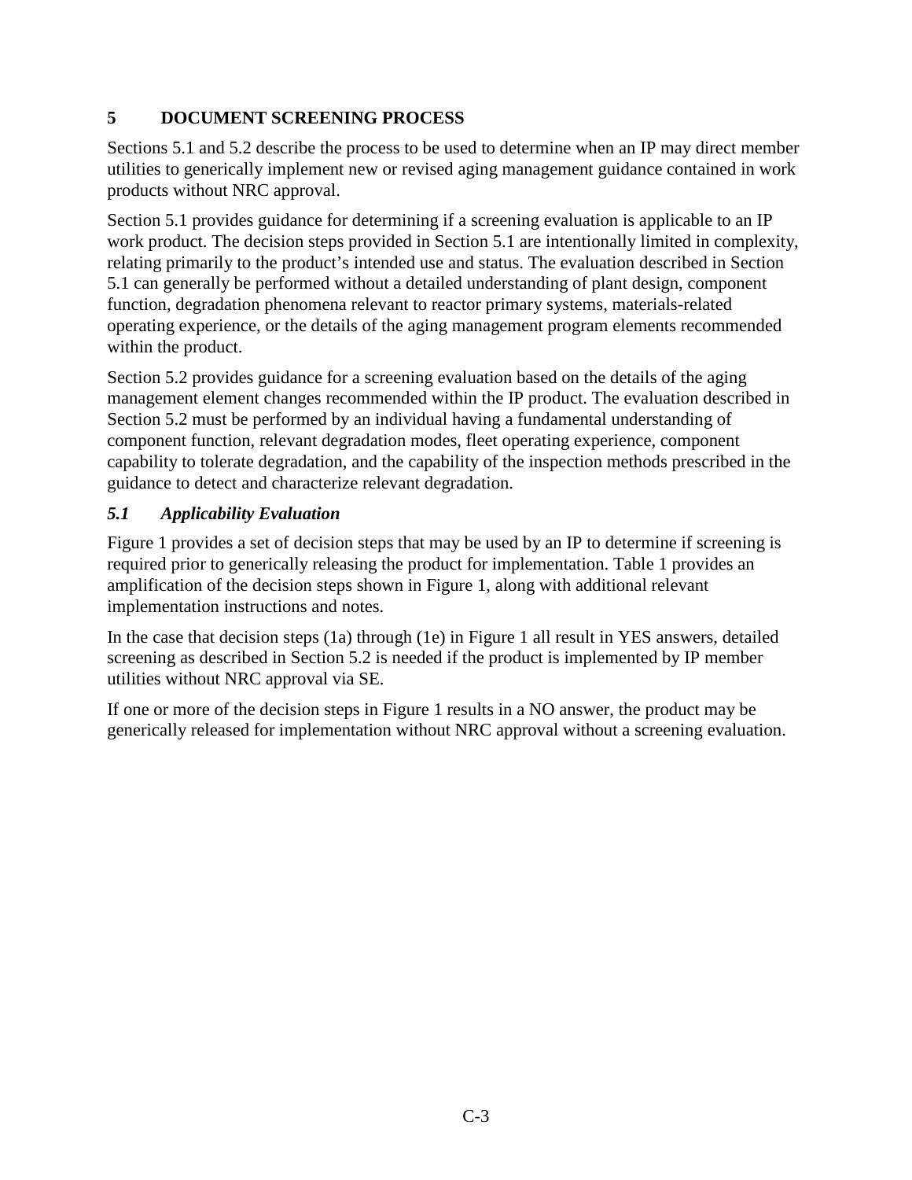## 5 DOCUMENT SCREENING PROCESS

Sections 5.1 and 5.2 describe the process to be used to determine when an IP may direct member utilities to generically implement new or revised aging management guidance contained in work products without NRC approval.

Section 5.1 provides guidance for determining if a screening evaluation is applicable to an IP work product. The decision steps provided in Section 5.1 are intentionally limited in complexity, relating primarily to the product's intended use and status. The evaluation described in Section 5.1 can generally be performed without a detailed understanding of plant design, component function, degradation phenomena relevant to reactor primary systems, materials-related operating experience, or the details of the aging management program elements recommended within the product.

Section 5.2 provides guidance for a screening evaluation based on the details of the aging management element changes recommended within the IP product. The evaluation described in Section 5.2 must be performed by an individual having a fundamental understanding of component function, relevant degradation modes, fleet operating experience, component capability to tolerate degradation, and the capability of the inspection methods prescribed in the guidance to detect and characterize relevant degradation.

### *5.1 Applicability Evaluation*

Figure 1 provides a set of decision steps that may be used by an IP to determine if screening is required prior to generically releasing the product for implementation. Table 1 provides an amplification of the decision steps shown in Figure 1, along with additional relevant implementation instructions and notes.

In the case that decision steps (1a) through (1e) in Figure 1 all result in YES answers, detailed screening as described in Section 5.2 is needed if the product is implemented by IP member utilities without NRC approval via SE.

If one or more of the decision steps in Figure 1 results in a NO answer, the product may be generically released for implementation without NRC approval without a screening evaluation.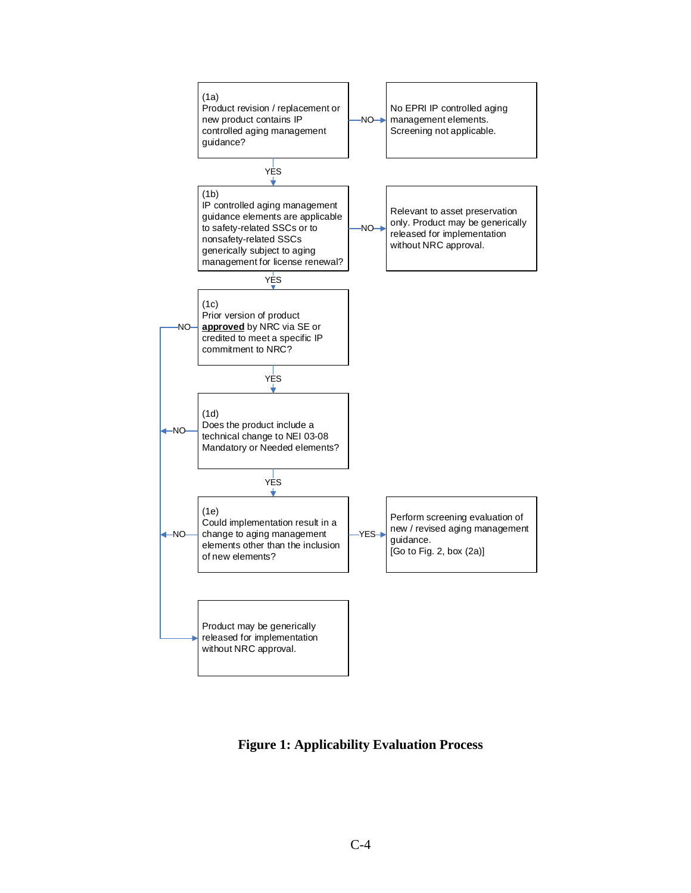(1a)
Product revision / replacement or new product contains IP controlled aging management guidance?

- NO → No EPRI IP controlled aging management elements. Screening not applicable.
- YES → (1b)

(1b)
IP controlled aging management guidance elements are applicable to safety-related SSCs or to nonsafety-related SSCs generically subject to aging management for license renewal?

- NO → Relevant to asset preservation only. Product may be generically released for implementation without NRC approval.
- YES → (1c)

(1c)
Prior version of product **approved** by NRC via SE or credited to meet a specific IP commitment to NRC?

- NO → Product may be generically released for implementation without NRC approval.
- YES → (1d)

(1d)
Does the product include a technical change to NEI 03-08 Mandatory or Needed elements?

- NO → Product may be generically released for implementation without NRC approval.
- YES → (1e)

(1e)
Could implementation result in a change to aging management elements other than the inclusion of new elements?

- NO → Product may be generically released for implementation without NRC approval.
- YES → Perform screening evaluation of new / revised aging management guidance. [Go to Fig. 2, box (2a)]

**Figure 1: Applicability Evaluation Process**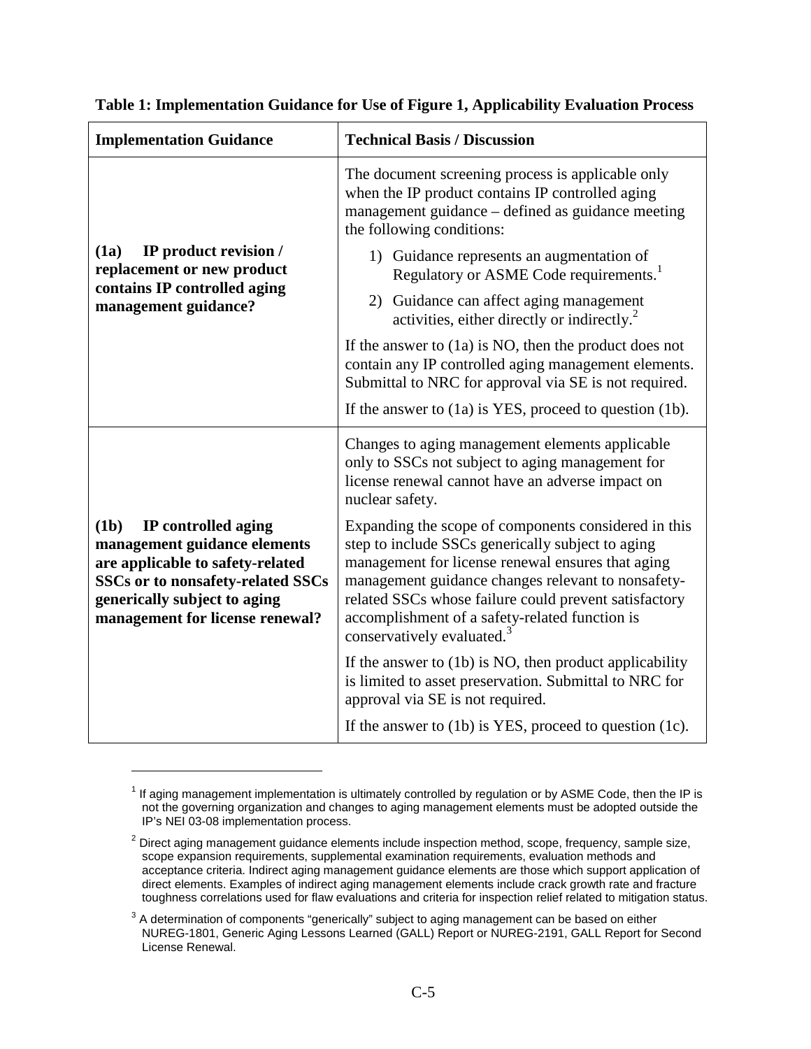**Table 1: Implementation Guidance for Use of Figure 1, Applicability Evaluation Process**

| Implementation Guidance | Technical Basis / Discussion |
|---|---|
| **(1a) IP product revision / replacement or new product contains IP controlled aging management guidance?** | The document screening process is applicable only when the IP product contains IP controlled aging management guidance – defined as guidance meeting the following conditions:<br>1) Guidance represents an augmentation of Regulatory or ASME Code requirements.[1]<br>2) Guidance can affect aging management activities, either directly or indirectly.[2]<br>If the answer to (1a) is NO, then the product does not contain any IP controlled aging management elements. Submittal to NRC for approval via SE is not required.<br>If the answer to (1a) is YES, proceed to question (1b). |
| **(1b) IP controlled aging management guidance elements are applicable to safety-related SSCs or to nonsafety-related SSCs generically subject to aging management for license renewal?** | Changes to aging management elements applicable only to SSCs not subject to aging management for license renewal cannot have an adverse impact on nuclear safety.<br>Expanding the scope of components considered in this step to include SSCs generically subject to aging management for license renewal ensures that aging management guidance changes relevant to nonsafety-related SSCs whose failure could prevent satisfactory accomplishment of a safety-related function is conservatively evaluated.[3]<br>If the answer to (1b) is NO, then product applicability is limited to asset preservation. Submittal to NRC for approval via SE is not required.<br>If the answer to (1b) is YES, proceed to question (1c). |

[1] If aging management implementation is ultimately controlled by regulation or by ASME Code, then the IP is not the governing organization and changes to aging management elements must be adopted outside the IP's NEI 03-08 implementation process.

[2] Direct aging management guidance elements include inspection method, scope, frequency, sample size, scope expansion requirements, supplemental examination requirements, evaluation methods and acceptance criteria. Indirect aging management guidance elements are those which support application of direct elements. Examples of indirect aging management elements include crack growth rate and fracture toughness correlations used for flaw evaluations and criteria for inspection relief related to mitigation status.

[3] A determination of components "generically" subject to aging management can be based on either NUREG-1801, Generic Aging Lessons Learned (GALL) Report or NUREG-2191, GALL Report for Second License Renewal.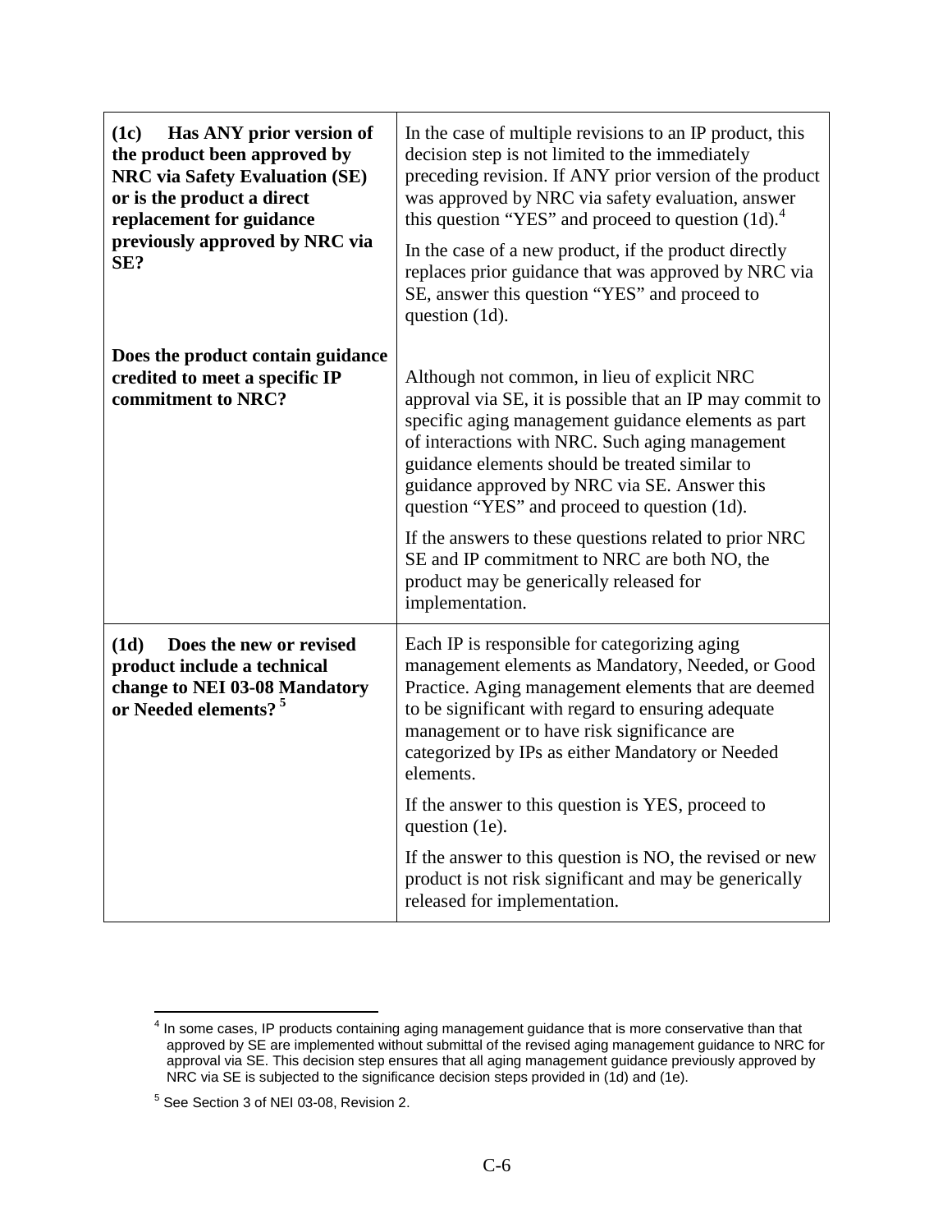| | |
|---|---|
| **(1c) Has ANY prior version of the product been approved by NRC via Safety Evaluation (SE) or is the product a direct replacement for guidance previously approved by NRC via SE?**<br><br>**Does the product contain guidance credited to meet a specific IP commitment to NRC?** | In the case of multiple revisions to an IP product, this decision step is not limited to the immediately preceding revision. If ANY prior version of the product was approved by NRC via safety evaluation, answer this question "YES" and proceed to question (1d).[4]<br><br>In the case of a new product, if the product directly replaces prior guidance that was approved by NRC via SE, answer this question "YES" and proceed to question (1d).<br><br>Although not common, in lieu of explicit NRC approval via SE, it is possible that an IP may commit to specific aging management guidance elements as part of interactions with NRC. Such aging management guidance elements should be treated similar to guidance approved by NRC via SE. Answer this question "YES" and proceed to question (1d).<br><br>If the answers to these questions related to prior NRC SE and IP commitment to NRC are both NO, the product may be generically released for implementation. |
| **(1d) Does the new or revised product include a technical change to NEI 03-08 Mandatory or Needed elements?** [5] | Each IP is responsible for categorizing aging management elements as Mandatory, Needed, or Good Practice. Aging management elements that are deemed to be significant with regard to ensuring adequate management or to have risk significance are categorized by IPs as either Mandatory or Needed elements.<br><br>If the answer to this question is YES, proceed to question (1e).<br><br>If the answer to this question is NO, the revised or new product is not risk significant and may be generically released for implementation. |

[4] In some cases, IP products containing aging management guidance that is more conservative than that approved by SE are implemented without submittal of the revised aging management guidance to NRC for approval via SE. This decision step ensures that all aging management guidance previously approved by NRC via SE is subjected to the significance decision steps provided in (1d) and (1e).

[5] See Section 3 of NEI 03-08, Revision 2.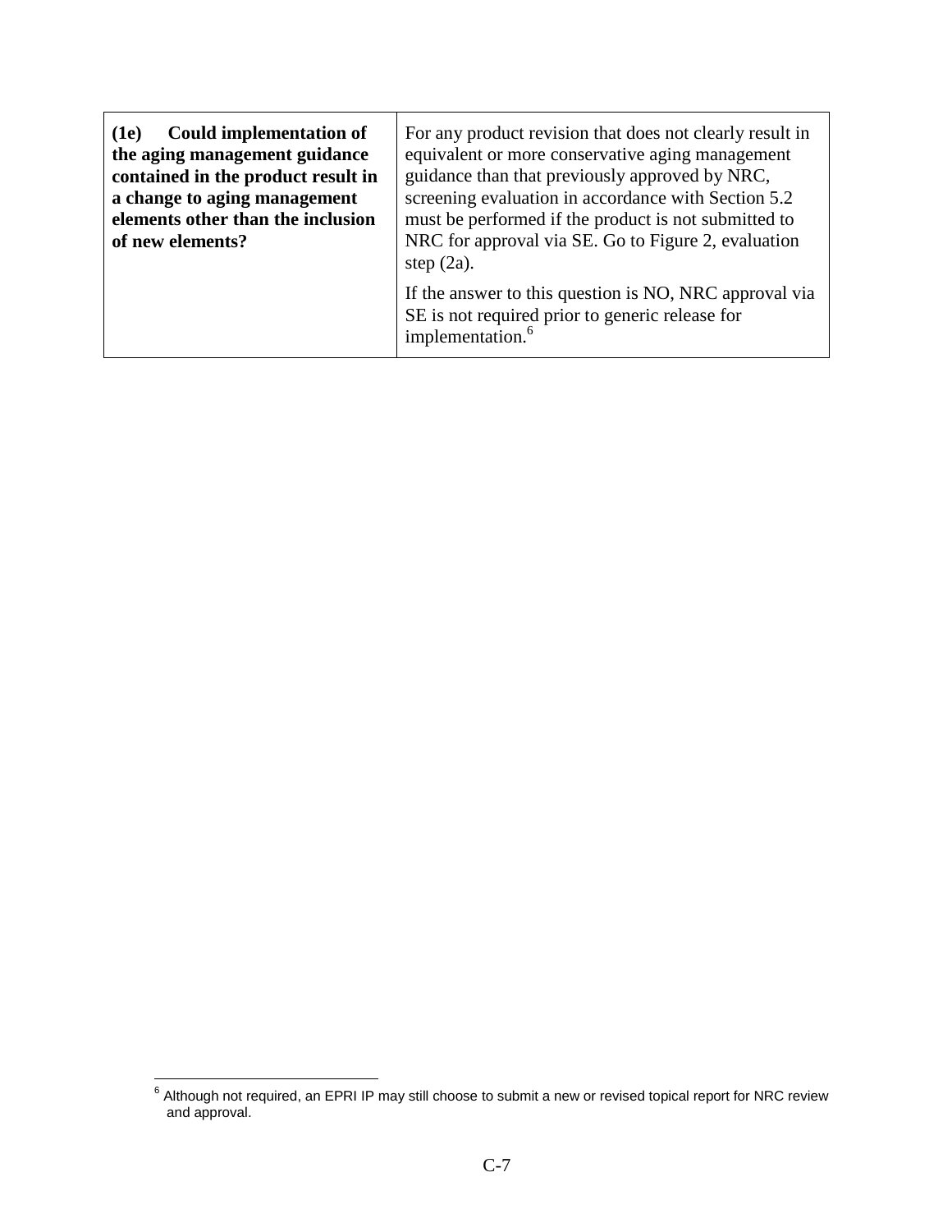| | |
|---|---|
| **(1e) Could implementation of the aging management guidance contained in the product result in a change to aging management elements other than the inclusion of new elements?** | For any product revision that does not clearly result in equivalent or more conservative aging management guidance than that previously approved by NRC, screening evaluation in accordance with Section 5.2 must be performed if the product is not submitted to NRC for approval via SE. Go to Figure 2, evaluation step (2a).<br><br>If the answer to this question is NO, NRC approval via SE is not required prior to generic release for implementation.[6] |

[6] Although not required, an EPRI IP may still choose to submit a new or revised topical report for NRC review and approval.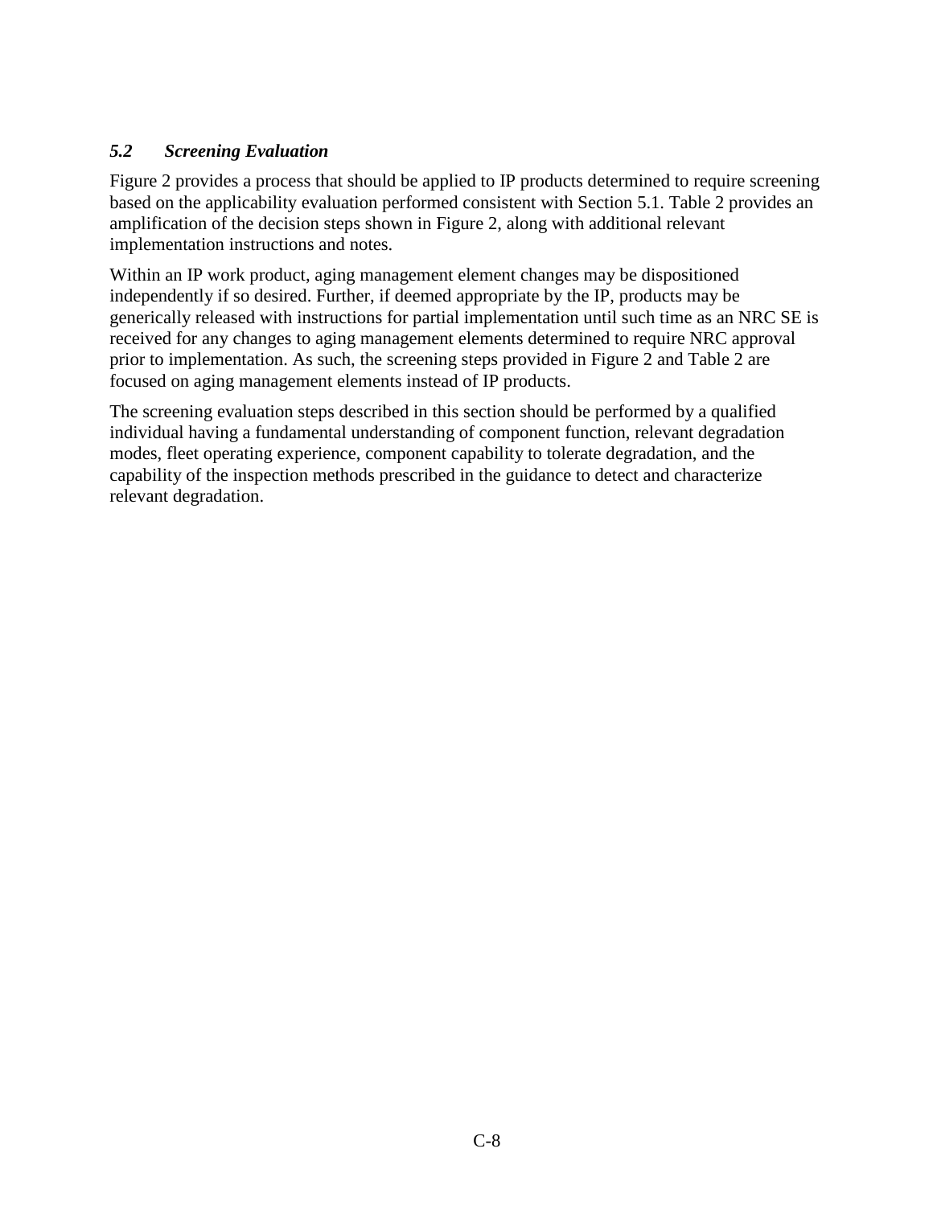### *5.2 Screening Evaluation*

Figure 2 provides a process that should be applied to IP products determined to require screening based on the applicability evaluation performed consistent with Section 5.1. Table 2 provides an amplification of the decision steps shown in Figure 2, along with additional relevant implementation instructions and notes.

Within an IP work product, aging management element changes may be dispositioned independently if so desired. Further, if deemed appropriate by the IP, products may be generically released with instructions for partial implementation until such time as an NRC SE is received for any changes to aging management elements determined to require NRC approval prior to implementation. As such, the screening steps provided in Figure 2 and Table 2 are focused on aging management elements instead of IP products.

The screening evaluation steps described in this section should be performed by a qualified individual having a fundamental understanding of component function, relevant degradation modes, fleet operating experience, component capability to tolerate degradation, and the capability of the inspection methods prescribed in the guidance to detect and characterize relevant degradation.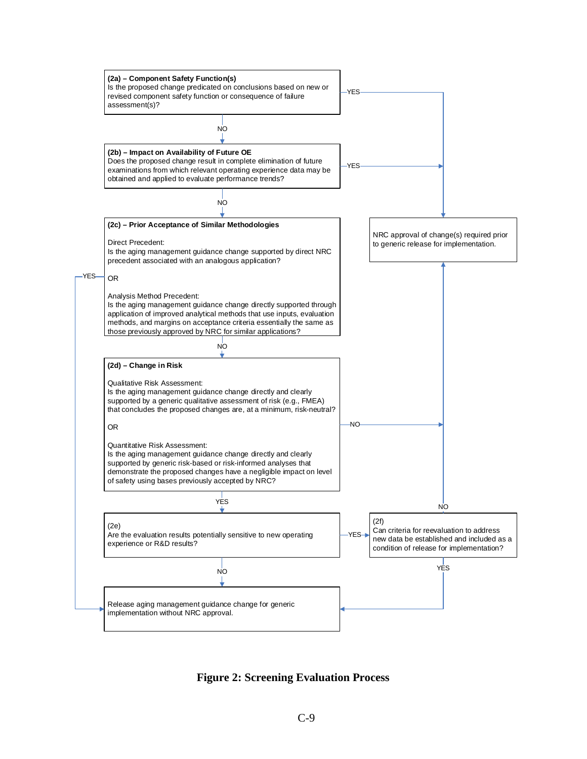**(2a) – Component Safety Function(s)**
Is the proposed change predicated on conclusions based on new or revised component safety function or consequence of failure assessment(s)?

- YES → NRC approval of change(s) required prior to generic release for implementation.
- NO → (2b)

**(2b) – Impact on Availability of Future OE**
Does the proposed change result in complete elimination of future examinations from which relevant operating experience data may be obtained and applied to evaluate performance trends?

- YES → NRC approval of change(s) required prior to generic release for implementation.
- NO → (2c)

**(2c) – Prior Acceptance of Similar Methodologies**

Direct Precedent:
Is the aging management guidance change supported by direct NRC precedent associated with an analogous application?

OR

Analysis Method Precedent:
Is the aging management guidance change directly supported through application of improved analytical methods that use inputs, evaluation methods, and margins on acceptance criteria essentially the same as those previously approved by NRC for similar applications?

- YES → Release aging management guidance change for generic implementation without NRC approval.
- NO → (2d)

**(2d) – Change in Risk**

Qualitative Risk Assessment:
Is the aging management guidance change directly and clearly supported by a generic qualitative assessment of risk (e.g., FMEA) that concludes the proposed changes are, at a minimum, risk-neutral?

OR

Quantitative Risk Assessment:
Is the aging management guidance change directly and clearly supported by generic risk-based or risk-informed analyses that demonstrate the proposed changes have a negligible impact on level of safety using bases previously accepted by NRC?

- NO → NRC approval of change(s) required prior to generic release for implementation.
- YES → (2e)

**(2e)**
Are the evaluation results potentially sensitive to new operating experience or R&D results?

- YES → (2f)
- NO → Release aging management guidance change for generic implementation without NRC approval.

**(2f)**
Can criteria for reevaluation to address new data be established and included as a condition of release for implementation?

- YES → Release aging management guidance change for generic implementation without NRC approval.
- NO → NRC approval of change(s) required prior to generic release for implementation.

**Figure 2: Screening Evaluation Process**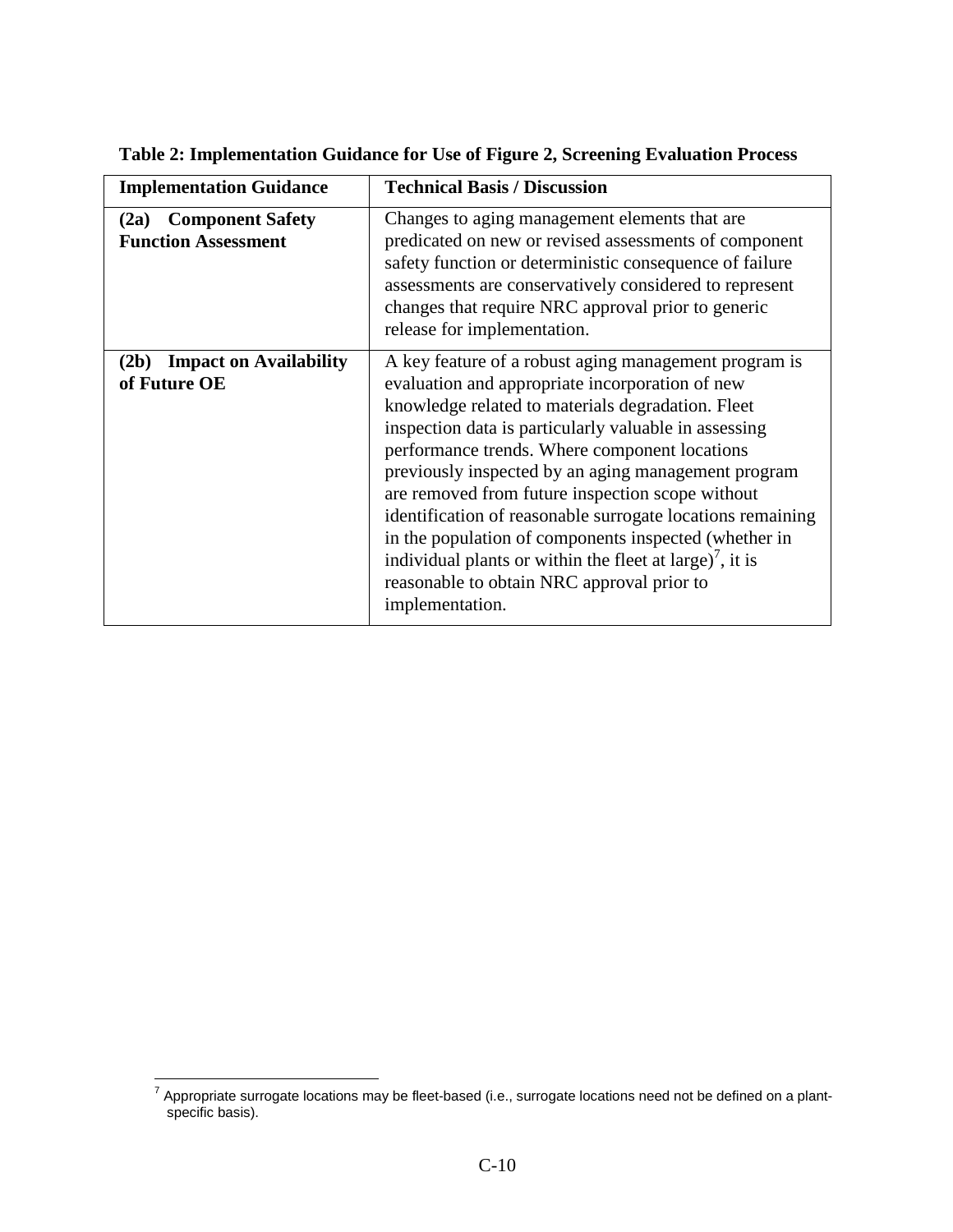**Table 2: Implementation Guidance for Use of Figure 2, Screening Evaluation Process**

| Implementation Guidance | Technical Basis / Discussion |
|---|---|
| **(2a) Component Safety Function Assessment** | Changes to aging management elements that are predicated on new or revised assessments of component safety function or deterministic consequence of failure assessments are conservatively considered to represent changes that require NRC approval prior to generic release for implementation. |
| **(2b) Impact on Availability of Future OE** | A key feature of a robust aging management program is evaluation and appropriate incorporation of new knowledge related to materials degradation. Fleet inspection data is particularly valuable in assessing performance trends. Where component locations previously inspected by an aging management program are removed from future inspection scope without identification of reasonable surrogate locations remaining in the population of components inspected (whether in individual plants or within the fleet at large)[7], it is reasonable to obtain NRC approval prior to implementation. |

[7] Appropriate surrogate locations may be fleet-based (i.e., surrogate locations need not be defined on a plant-specific basis).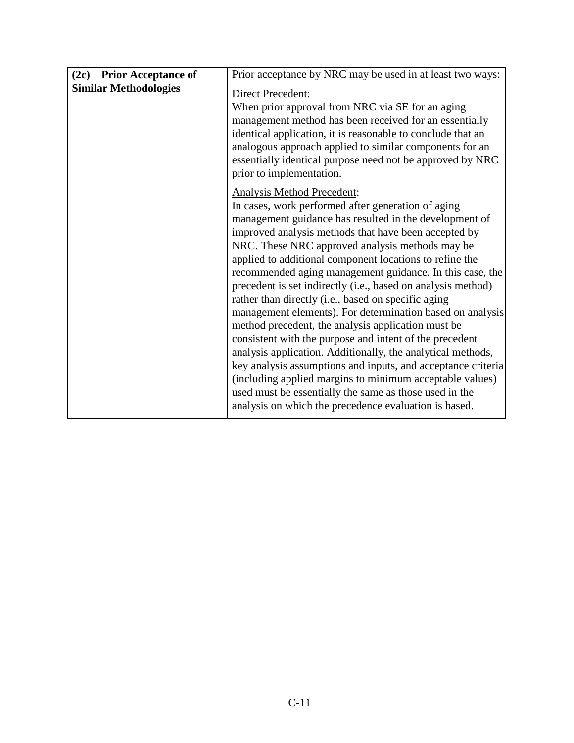| **(2c) Prior Acceptance of Similar Methodologies** | Prior acceptance by NRC may be used in at least two ways:<br><br><u>Direct Precedent</u>:<br>When prior approval from NRC via SE for an aging management method has been received for an essentially identical application, it is reasonable to conclude that an analogous approach applied to similar components for an essentially identical purpose need not be approved by NRC prior to implementation.<br><br><u>Analysis Method Precedent</u>:<br>In cases, work performed after generation of aging management guidance has resulted in the development of improved analysis methods that have been accepted by NRC. These NRC approved analysis methods may be applied to additional component locations to refine the recommended aging management guidance. In this case, the precedent is set indirectly (i.e., based on analysis method) rather than directly (i.e., based on specific aging management elements). For determination based on analysis method precedent, the analysis application must be consistent with the purpose and intent of the precedent analysis application. Additionally, the analytical methods, key analysis assumptions and inputs, and acceptance criteria (including applied margins to minimum acceptable values) used must be essentially the same as those used in the analysis on which the precedence evaluation is based. |
|---|---|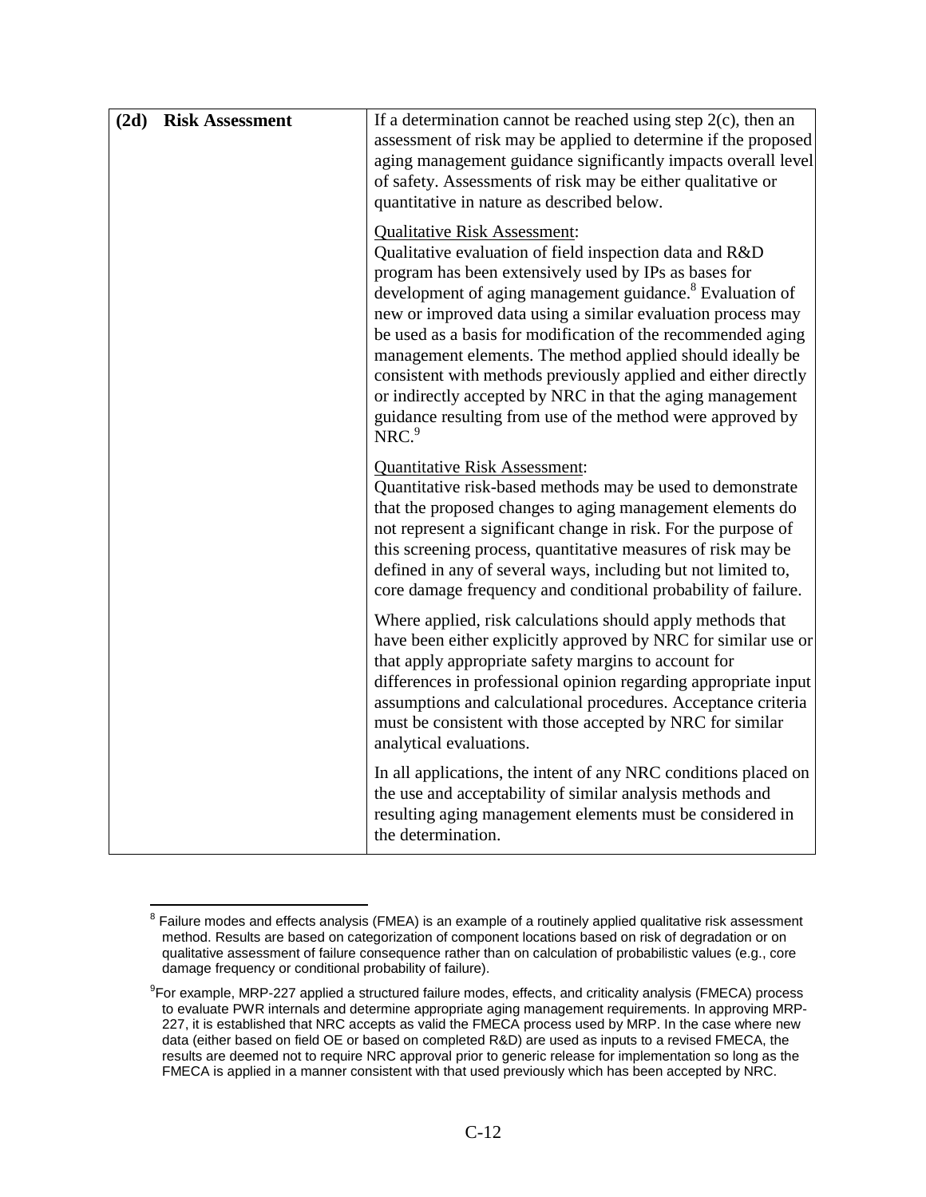| (2d) Risk Assessment | If a determination cannot be reached using step 2(c), then an assessment of risk may be applied to determine if the proposed aging management guidance significantly impacts overall level of safety. Assessments of risk may be either qualitative or quantitative in nature as described below.<br><br><u>Qualitative Risk Assessment</u>:<br>Qualitative evaluation of field inspection data and R&D program has been extensively used by IPs as bases for development of aging management guidance.[8] Evaluation of new or improved data using a similar evaluation process may be used as a basis for modification of the recommended aging management elements. The method applied should ideally be consistent with methods previously applied and either directly or indirectly accepted by NRC in that the aging management guidance resulting from use of the method were approved by NRC.[9]<br><br><u>Quantitative Risk Assessment</u>:<br>Quantitative risk-based methods may be used to demonstrate that the proposed changes to aging management elements do not represent a significant change in risk. For the purpose of this screening process, quantitative measures of risk may be defined in any of several ways, including but not limited to, core damage frequency and conditional probability of failure.<br><br>Where applied, risk calculations should apply methods that have been either explicitly approved by NRC for similar use or that apply appropriate safety margins to account for differences in professional opinion regarding appropriate input assumptions and calculational procedures. Acceptance criteria must be consistent with those accepted by NRC for similar analytical evaluations.<br><br>In all applications, the intent of any NRC conditions placed on the use and acceptability of similar analysis methods and resulting aging management elements must be considered in the determination. |
|---|---|

[8] Failure modes and effects analysis (FMEA) is an example of a routinely applied qualitative risk assessment method. Results are based on categorization of component locations based on risk of degradation or on qualitative assessment of failure consequence rather than on calculation of probabilistic values (e.g., core damage frequency or conditional probability of failure).

[9] For example, MRP-227 applied a structured failure modes, effects, and criticality analysis (FMECA) process to evaluate PWR internals and determine appropriate aging management requirements. In approving MRP-227, it is established that NRC accepts as valid the FMECA process used by MRP. In the case where new data (either based on field OE or based on completed R&D) are used as inputs to a revised FMECA, the results are deemed not to require NRC approval prior to generic release for implementation so long as the FMECA is applied in a manner consistent with that used previously which has been accepted by NRC.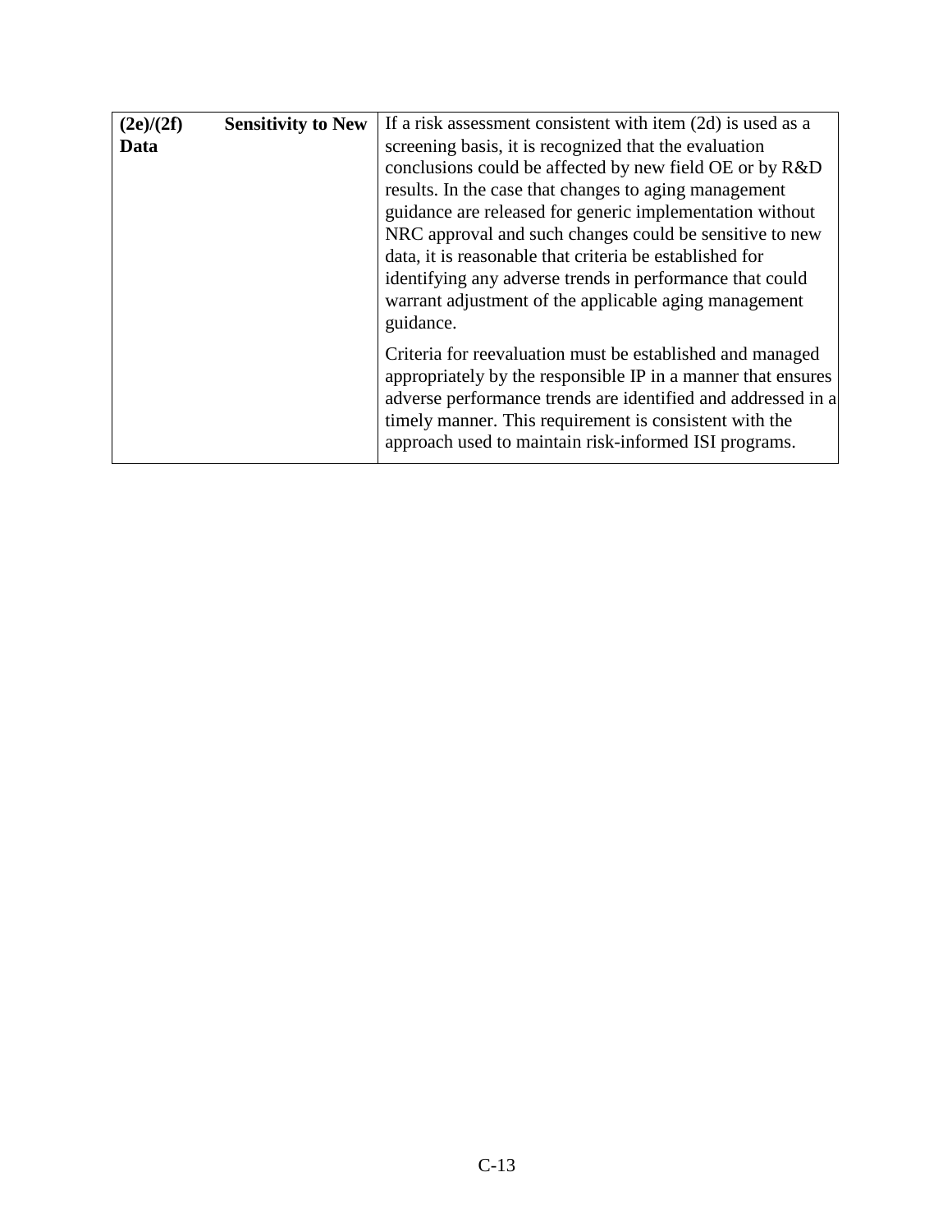| **(2e)/(2f) Sensitivity to New Data** | If a risk assessment consistent with item (2d) is used as a screening basis, it is recognized that the evaluation conclusions could be affected by new field OE or by R&D results. In the case that changes to aging management guidance are released for generic implementation without NRC approval and such changes could be sensitive to new data, it is reasonable that criteria be established for identifying any adverse trends in performance that could warrant adjustment of the applicable aging management guidance.<br><br>Criteria for reevaluation must be established and managed appropriately by the responsible IP in a manner that ensures adverse performance trends are identified and addressed in a timely manner. This requirement is consistent with the approach used to maintain risk-informed ISI programs. |
|---|---|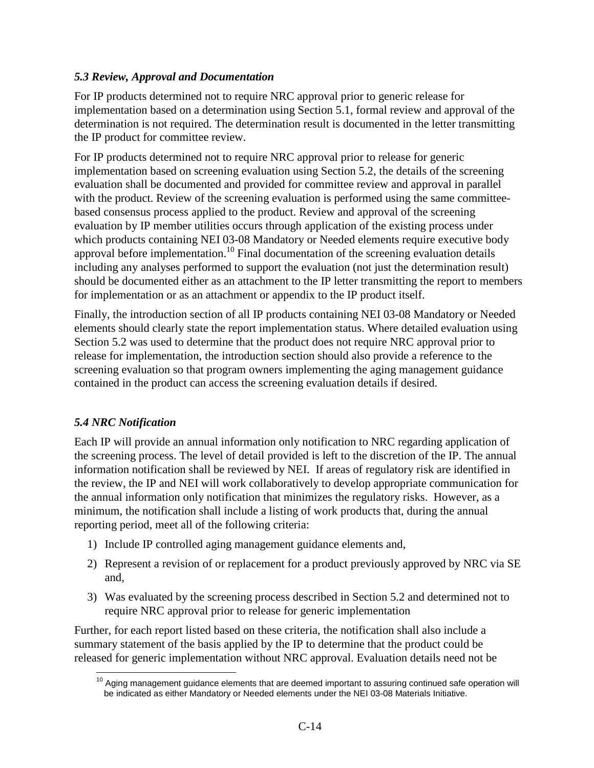### *5.3 Review, Approval and Documentation*

For IP products determined not to require NRC approval prior to generic release for implementation based on a determination using Section 5.1, formal review and approval of the determination is not required. The determination result is documented in the letter transmitting the IP product for committee review.

For IP products determined not to require NRC approval prior to release for generic implementation based on screening evaluation using Section 5.2, the details of the screening evaluation shall be documented and provided for committee review and approval in parallel with the product. Review of the screening evaluation is performed using the same committee-based consensus process applied to the product. Review and approval of the screening evaluation by IP member utilities occurs through application of the existing process under which products containing NEI 03-08 Mandatory or Needed elements require executive body approval before implementation.[10] Final documentation of the screening evaluation details including any analyses performed to support the evaluation (not just the determination result) should be documented either as an attachment to the IP letter transmitting the report to members for implementation or as an attachment or appendix to the IP product itself.

Finally, the introduction section of all IP products containing NEI 03-08 Mandatory or Needed elements should clearly state the report implementation status. Where detailed evaluation using Section 5.2 was used to determine that the product does not require NRC approval prior to release for implementation, the introduction section should also provide a reference to the screening evaluation so that program owners implementing the aging management guidance contained in the product can access the screening evaluation details if desired.

### *5.4 NRC Notification*

Each IP will provide an annual information only notification to NRC regarding application of the screening process. The level of detail provided is left to the discretion of the IP. The annual information notification shall be reviewed by NEI. If areas of regulatory risk are identified in the review, the IP and NEI will work collaboratively to develop appropriate communication for the annual information only notification that minimizes the regulatory risks. However, as a minimum, the notification shall include a listing of work products that, during the annual reporting period, meet all of the following criteria:

1) Include IP controlled aging management guidance elements and,
2) Represent a revision of or replacement for a product previously approved by NRC via SE and,
3) Was evaluated by the screening process described in Section 5.2 and determined not to require NRC approval prior to release for generic implementation

Further, for each report listed based on these criteria, the notification shall also include a summary statement of the basis applied by the IP to determine that the product could be released for generic implementation without NRC approval. Evaluation details need not be

[10] Aging management guidance elements that are deemed important to assuring continued safe operation will be indicated as either Mandatory or Needed elements under the NEI 03-08 Materials Initiative.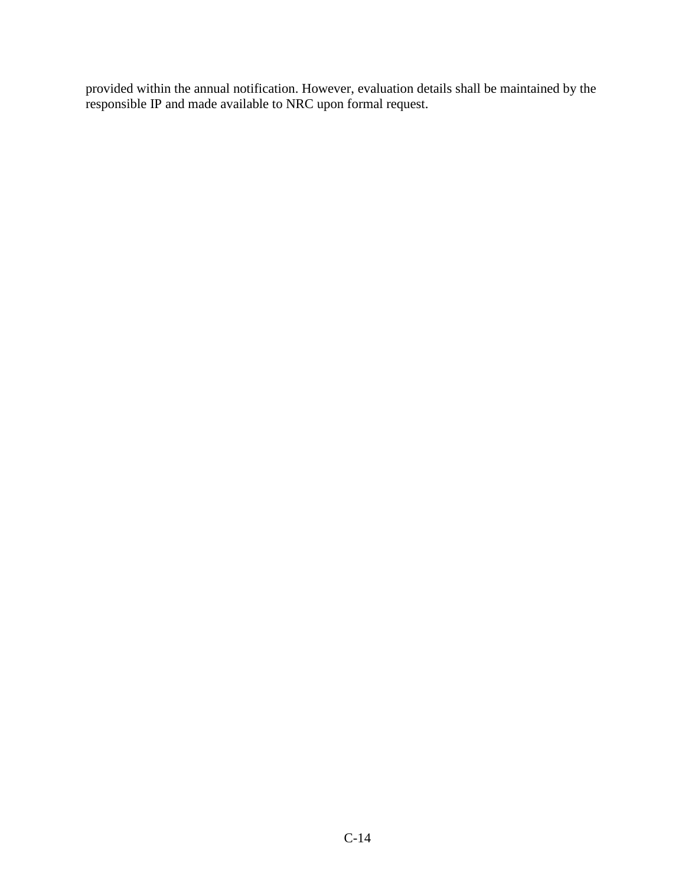provided within the annual notification. However, evaluation details shall be maintained by the responsible IP and made available to NRC upon formal request.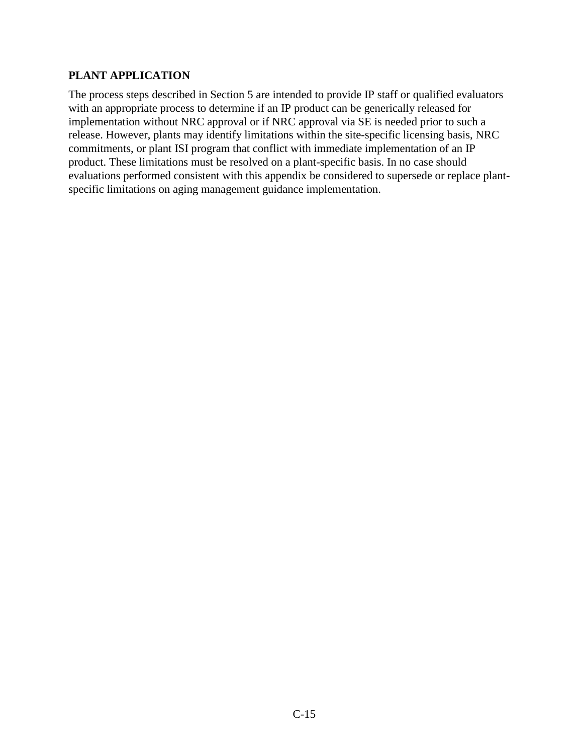## PLANT APPLICATION

The process steps described in Section 5 are intended to provide IP staff or qualified evaluators with an appropriate process to determine if an IP product can be generically released for implementation without NRC approval or if NRC approval via SE is needed prior to such a release. However, plants may identify limitations within the site-specific licensing basis, NRC commitments, or plant ISI program that conflict with immediate implementation of an IP product. These limitations must be resolved on a plant-specific basis. In no case should evaluations performed consistent with this appendix be considered to supersede or replace plant-specific limitations on aging management guidance implementation.